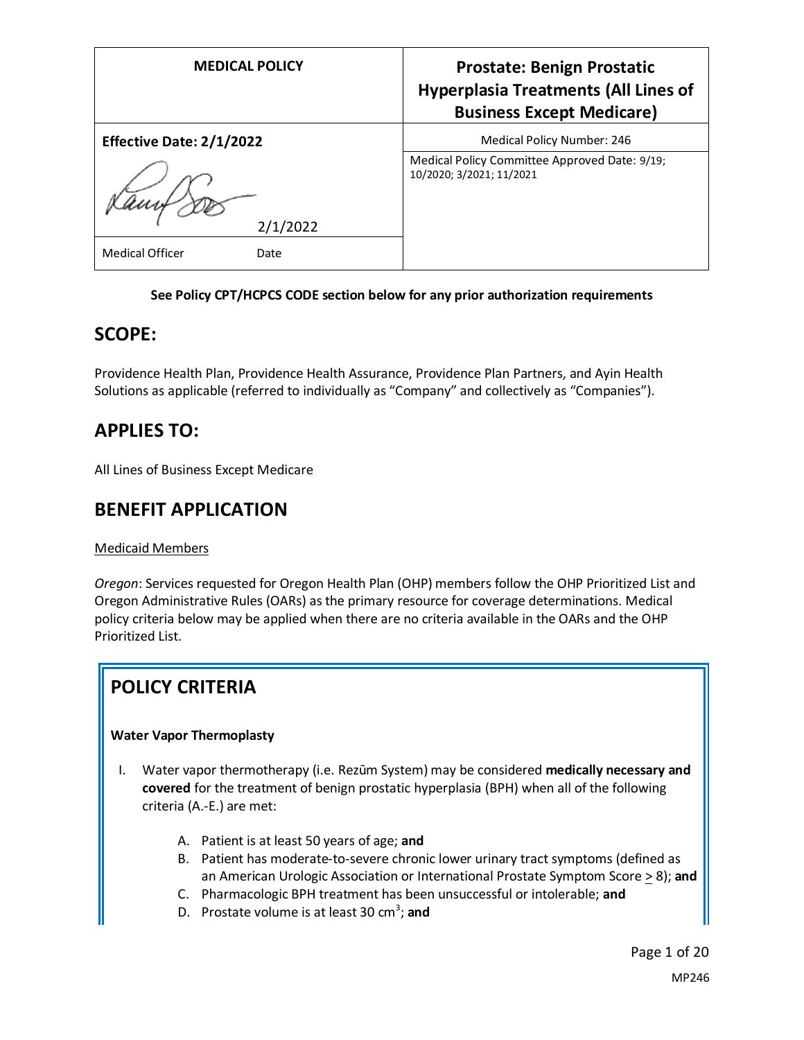| MEDICAL POLICY | Prostate: Benign Prostatic Hyperplasia Treatments (All Lines of Business Except Medicare) |
|---|---|
| **Effective Date: 2/1/2022** | Medical Policy Number: 246 |
| 2/1/2022 | Medical Policy Committee Approved Date: 9/19; 10/2020; 3/2021; 11/2021 |
| Medical Officer Date | |

**See Policy CPT/HCPCS CODE section below for any prior authorization requirements**

## SCOPE:

Providence Health Plan, Providence Health Assurance, Providence Plan Partners, and Ayin Health Solutions as applicable (referred to individually as "Company" and collectively as "Companies").

## APPLIES TO:

All Lines of Business Except Medicare

## BENEFIT APPLICATION

Medicaid Members

*Oregon*: Services requested for Oregon Health Plan (OHP) members follow the OHP Prioritized List and Oregon Administrative Rules (OARs) as the primary resource for coverage determinations. Medical policy criteria below may be applied when there are no criteria available in the OARs and the OHP Prioritized List.

## POLICY CRITERIA

### Water Vapor Thermoplasty

I. Water vapor thermotherapy (i.e. Rezūm System) may be considered **medically necessary and covered** for the treatment of benign prostatic hyperplasia (BPH) when all of the following criteria (A.-E.) are met:

   A. Patient is at least 50 years of age; **and**
   B. Patient has moderate-to-severe chronic lower urinary tract symptoms (defined as an American Urologic Association or International Prostate Symptom Score ≥ 8); **and**
   C. Pharmacologic BPH treatment has been unsuccessful or intolerable; **and**
   D. Prostate volume is at least 30 $cm^3$; **and**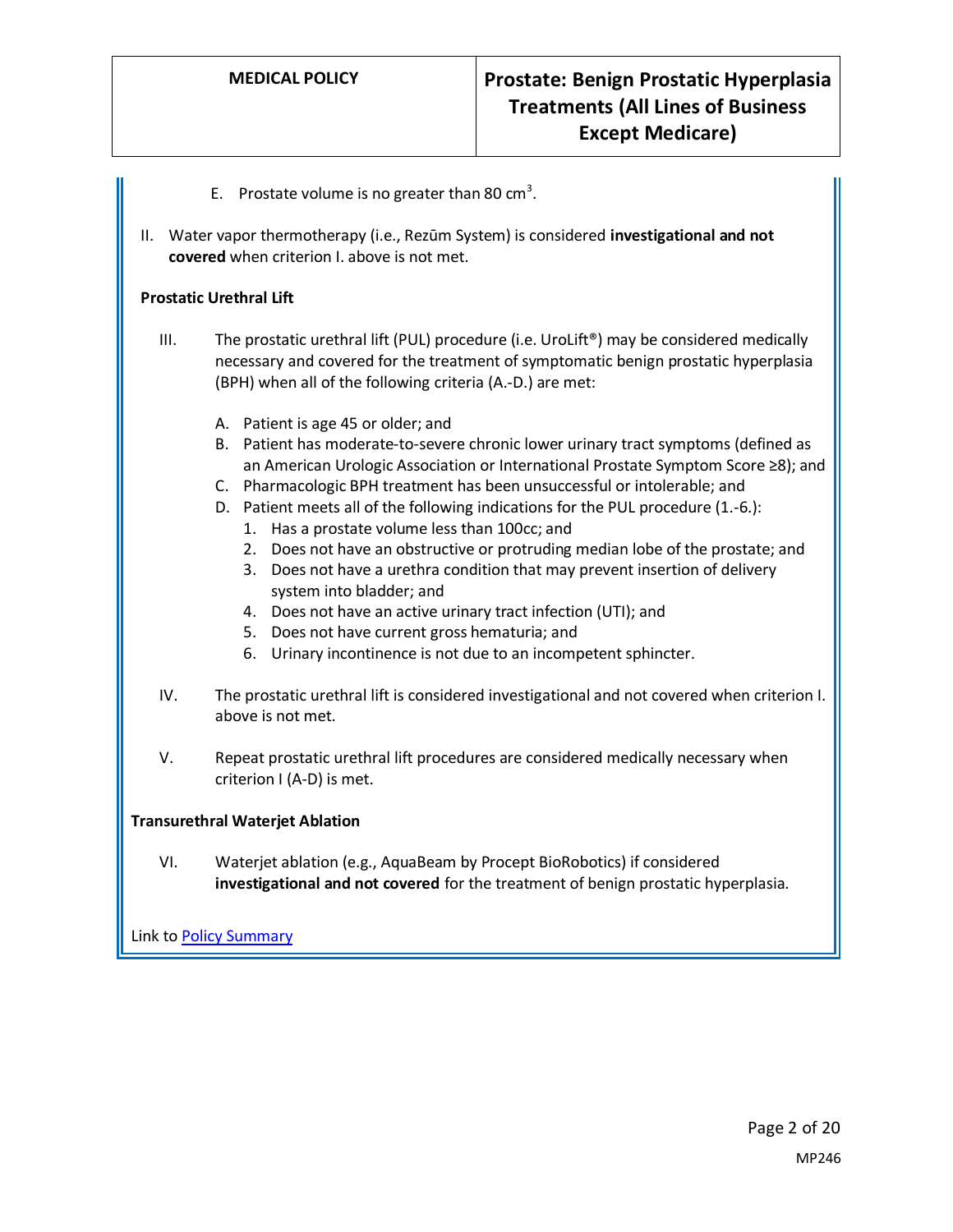E. Prostate volume is no greater than 80 $cm^3$.

II. Water vapor thermotherapy (i.e., Rezūm System) is considered **investigational and not covered** when criterion I. above is not met.

**Prostatic Urethral Lift**

III. The prostatic urethral lift (PUL) procedure (i.e. UroLift®) may be considered medically necessary and covered for the treatment of symptomatic benign prostatic hyperplasia (BPH) when all of the following criteria (A.-D.) are met:

   A. Patient is age 45 or older; and
   B. Patient has moderate-to-severe chronic lower urinary tract symptoms (defined as an American Urologic Association or International Prostate Symptom Score ≥8); and
   C. Pharmacologic BPH treatment has been unsuccessful or intolerable; and
   D. Patient meets all of the following indications for the PUL procedure (1.-6.):
      1. Has a prostate volume less than 100cc; and
      2. Does not have an obstructive or protruding median lobe of the prostate; and
      3. Does not have a urethra condition that may prevent insertion of delivery system into bladder; and
      4. Does not have an active urinary tract infection (UTI); and
      5. Does not have current gross hematuria; and
      6. Urinary incontinence is not due to an incompetent sphincter.

IV. The prostatic urethral lift is considered investigational and not covered when criterion I. above is not met.

V. Repeat prostatic urethral lift procedures are considered medically necessary when criterion I (A-D) is met.

**Transurethral Waterjet Ablation**

VI. Waterjet ablation (e.g., AquaBeam by Procept BioRobotics) if considered **investigational and not covered** for the treatment of benign prostatic hyperplasia.

Link to Policy Summary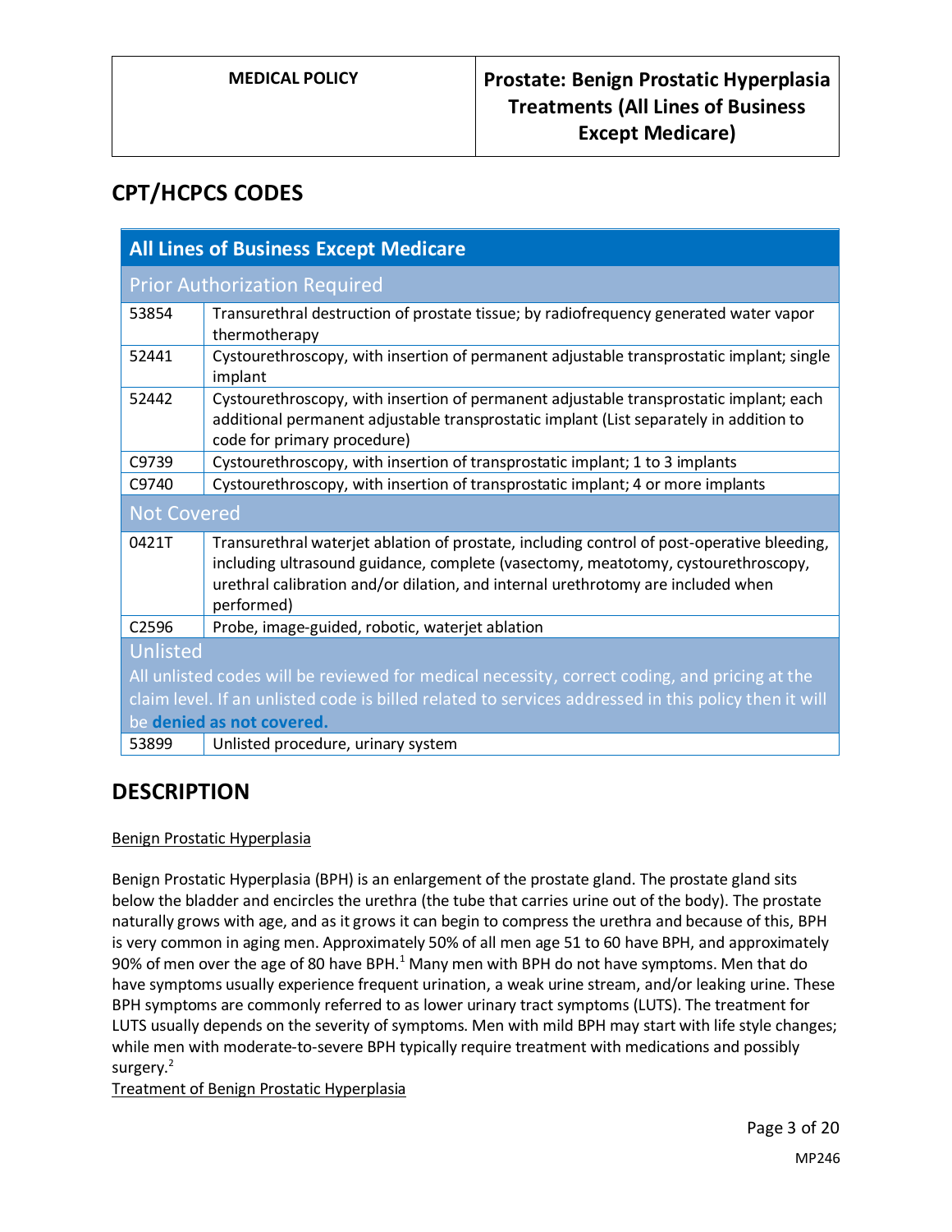## CPT/HCPCS CODES

| All Lines of Business Except Medicare | |
|---|---|
| **Prior Authorization Required** | |
| 53854 | Transurethral destruction of prostate tissue; by radiofrequency generated water vapor thermotherapy |
| 52441 | Cystourethroscopy, with insertion of permanent adjustable transprostatic implant; single implant |
| 52442 | Cystourethroscopy, with insertion of permanent adjustable transprostatic implant; each additional permanent adjustable transprostatic implant (List separately in addition to code for primary procedure) |
| C9739 | Cystourethroscopy, with insertion of transprostatic implant; 1 to 3 implants |
| C9740 | Cystourethroscopy, with insertion of transprostatic implant; 4 or more implants |
| **Not Covered** | |
| 0421T | Transurethral waterjet ablation of prostate, including control of post-operative bleeding, including ultrasound guidance, complete (vasectomy, meatotomy, cystourethroscopy, urethral calibration and/or dilation, and internal urethrotomy are included when performed) |
| C2596 | Probe, image-guided, robotic, waterjet ablation |
| **Unlisted** All unlisted codes will be reviewed for medical necessity, correct coding, and pricing at the claim level. If an unlisted code is billed related to services addressed in this policy then it will be **denied as not covered.** | |
| 53899 | Unlisted procedure, urinary system |

## DESCRIPTION

Benign Prostatic Hyperplasia

Benign Prostatic Hyperplasia (BPH) is an enlargement of the prostate gland. The prostate gland sits below the bladder and encircles the urethra (the tube that carries urine out of the body). The prostate naturally grows with age, and as it grows it can begin to compress the urethra and because of this, BPH is very common in aging men. Approximately 50% of all men age 51 to 60 have BPH, and approximately 90% of men over the age of 80 have BPH.[1] Many men with BPH do not have symptoms. Men that do have symptoms usually experience frequent urination, a weak urine stream, and/or leaking urine. These BPH symptoms are commonly referred to as lower urinary tract symptoms (LUTS). The treatment for LUTS usually depends on the severity of symptoms. Men with mild BPH may start with life style changes; while men with moderate-to-severe BPH typically require treatment with medications and possibly surgery.[2]

Treatment of Benign Prostatic Hyperplasia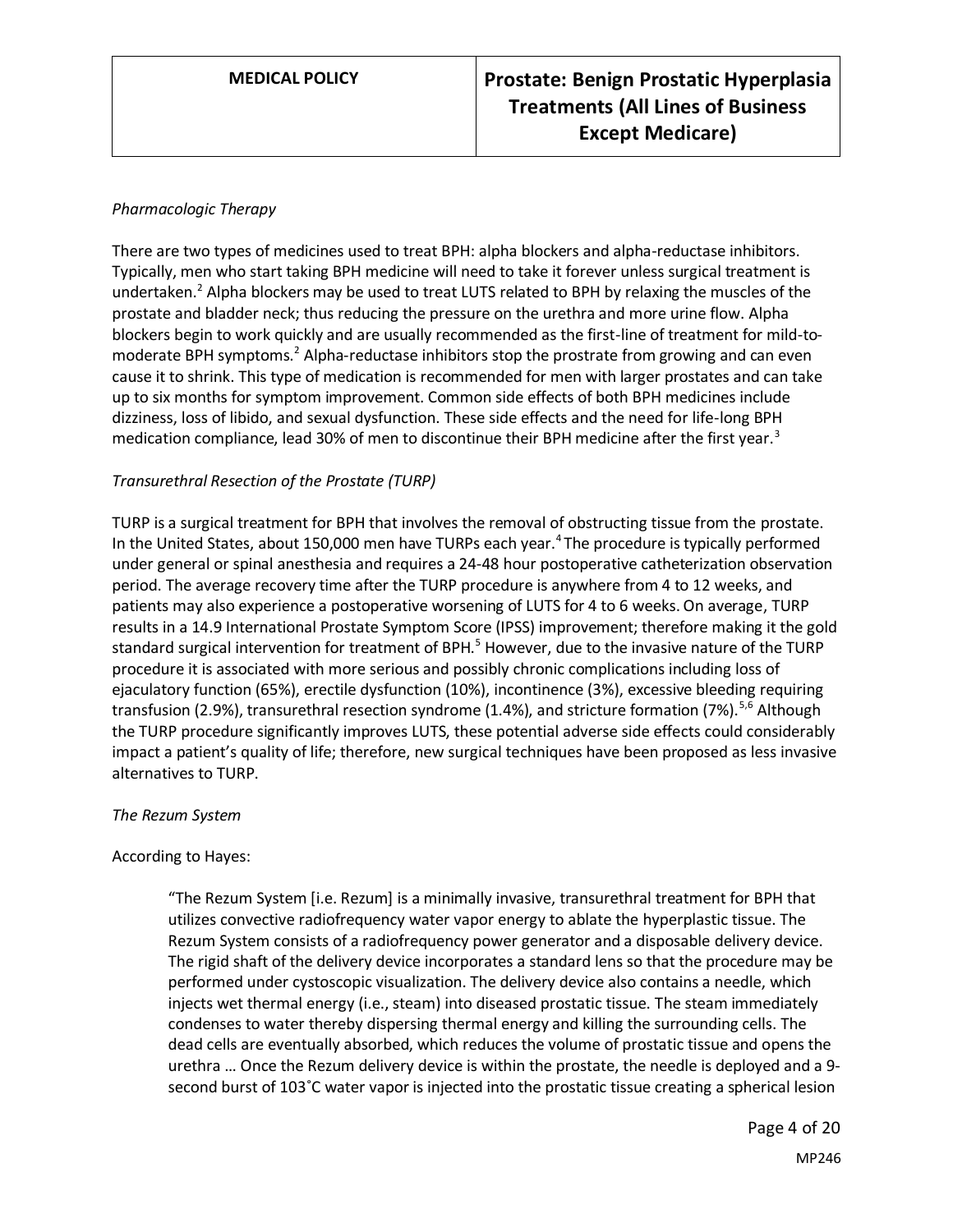*Pharmacologic Therapy*

There are two types of medicines used to treat BPH: alpha blockers and alpha-reductase inhibitors. Typically, men who start taking BPH medicine will need to take it forever unless surgical treatment is undertaken.[2] Alpha blockers may be used to treat LUTS related to BPH by relaxing the muscles of the prostate and bladder neck; thus reducing the pressure on the urethra and more urine flow. Alpha blockers begin to work quickly and are usually recommended as the first-line of treatment for mild-to-moderate BPH symptoms.[2] Alpha-reductase inhibitors stop the prostrate from growing and can even cause it to shrink. This type of medication is recommended for men with larger prostates and can take up to six months for symptom improvement. Common side effects of both BPH medicines include dizziness, loss of libido, and sexual dysfunction. These side effects and the need for life-long BPH medication compliance, lead 30% of men to discontinue their BPH medicine after the first year.[3]

*Transurethral Resection of the Prostate (TURP)*

TURP is a surgical treatment for BPH that involves the removal of obstructing tissue from the prostate. In the United States, about 150,000 men have TURPs each year.[4] The procedure is typically performed under general or spinal anesthesia and requires a 24-48 hour postoperative catheterization observation period. The average recovery time after the TURP procedure is anywhere from 4 to 12 weeks, and patients may also experience a postoperative worsening of LUTS for 4 to 6 weeks. On average, TURP results in a 14.9 International Prostate Symptom Score (IPSS) improvement; therefore making it the gold standard surgical intervention for treatment of BPH.[5] However, due to the invasive nature of the TURP procedure it is associated with more serious and possibly chronic complications including loss of ejaculatory function (65%), erectile dysfunction (10%), incontinence (3%), excessive bleeding requiring transfusion (2.9%), transurethral resection syndrome (1.4%), and stricture formation (7%).[5,6] Although the TURP procedure significantly improves LUTS, these potential adverse side effects could considerably impact a patient's quality of life; therefore, new surgical techniques have been proposed as less invasive alternatives to TURP.

*The Rezum System*

According to Hayes:

> "The Rezum System [i.e. Rezum] is a minimally invasive, transurethral treatment for BPH that utilizes convective radiofrequency water vapor energy to ablate the hyperplastic tissue. The Rezum System consists of a radiofrequency power generator and a disposable delivery device. The rigid shaft of the delivery device incorporates a standard lens so that the procedure may be performed under cystoscopic visualization. The delivery device also contains a needle, which injects wet thermal energy (i.e., steam) into diseased prostatic tissue. The steam immediately condenses to water thereby dispersing thermal energy and killing the surrounding cells. The dead cells are eventually absorbed, which reduces the volume of prostatic tissue and opens the urethra … Once the Rezum delivery device is within the prostate, the needle is deployed and a 9-second burst of 103˚C water vapor is injected into the prostatic tissue creating a spherical lesion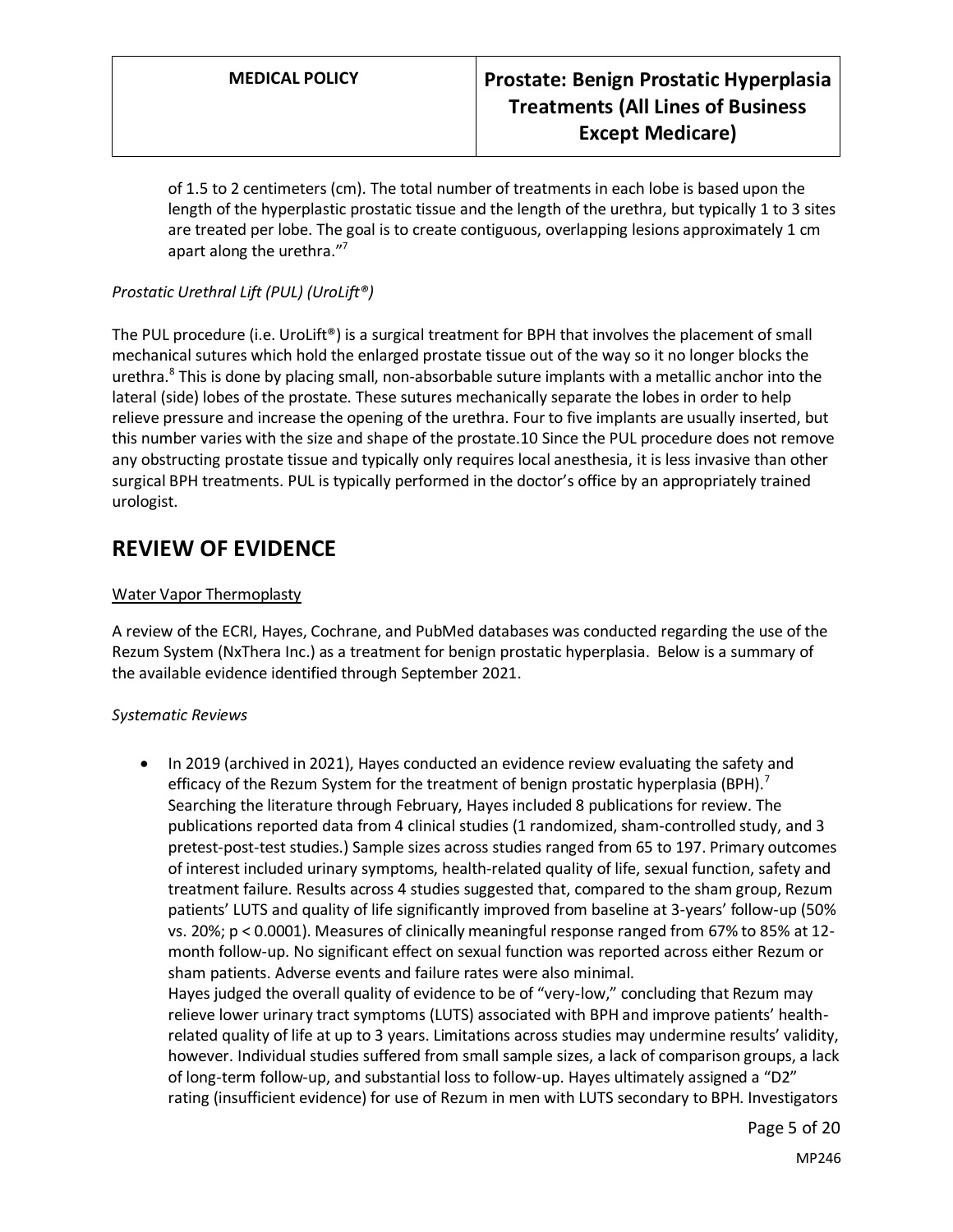of 1.5 to 2 centimeters (cm). The total number of treatments in each lobe is based upon the length of the hyperplastic prostatic tissue and the length of the urethra, but typically 1 to 3 sites are treated per lobe. The goal is to create contiguous, overlapping lesions approximately 1 cm apart along the urethra."[7]

*Prostatic Urethral Lift (PUL) (UroLift®)*

The PUL procedure (i.e. UroLift®) is a surgical treatment for BPH that involves the placement of small mechanical sutures which hold the enlarged prostate tissue out of the way so it no longer blocks the urethra.[8] This is done by placing small, non-absorbable suture implants with a metallic anchor into the lateral (side) lobes of the prostate. These sutures mechanically separate the lobes in order to help relieve pressure and increase the opening of the urethra. Four to five implants are usually inserted, but this number varies with the size and shape of the prostate.10 Since the PUL procedure does not remove any obstructing prostate tissue and typically only requires local anesthesia, it is less invasive than other surgical BPH treatments. PUL is typically performed in the doctor's office by an appropriately trained urologist.

## REVIEW OF EVIDENCE

Water Vapor Thermoplasty

A review of the ECRI, Hayes, Cochrane, and PubMed databases was conducted regarding the use of the Rezum System (NxThera Inc.) as a treatment for benign prostatic hyperplasia. Below is a summary of the available evidence identified through September 2021.

*Systematic Reviews*

- In 2019 (archived in 2021), Hayes conducted an evidence review evaluating the safety and efficacy of the Rezum System for the treatment of benign prostatic hyperplasia (BPH).[7] Searching the literature through February, Hayes included 8 publications for review. The publications reported data from 4 clinical studies (1 randomized, sham-controlled study, and 3 pretest-post-test studies.) Sample sizes across studies ranged from 65 to 197. Primary outcomes of interest included urinary symptoms, health-related quality of life, sexual function, safety and treatment failure. Results across 4 studies suggested that, compared to the sham group, Rezum patients' LUTS and quality of life significantly improved from baseline at 3-years' follow-up (50% vs. 20%; $p < 0.0001$). Measures of clinically meaningful response ranged from 67% to 85% at 12-month follow-up. No significant effect on sexual function was reported across either Rezum or sham patients. Adverse events and failure rates were also minimal.
  Hayes judged the overall quality of evidence to be of "very-low," concluding that Rezum may relieve lower urinary tract symptoms (LUTS) associated with BPH and improve patients' health-related quality of life at up to 3 years. Limitations across studies may undermine results' validity, however. Individual studies suffered from small sample sizes, a lack of comparison groups, a lack of long-term follow-up, and substantial loss to follow-up. Hayes ultimately assigned a "D2" rating (insufficient evidence) for use of Rezum in men with LUTS secondary to BPH. Investigators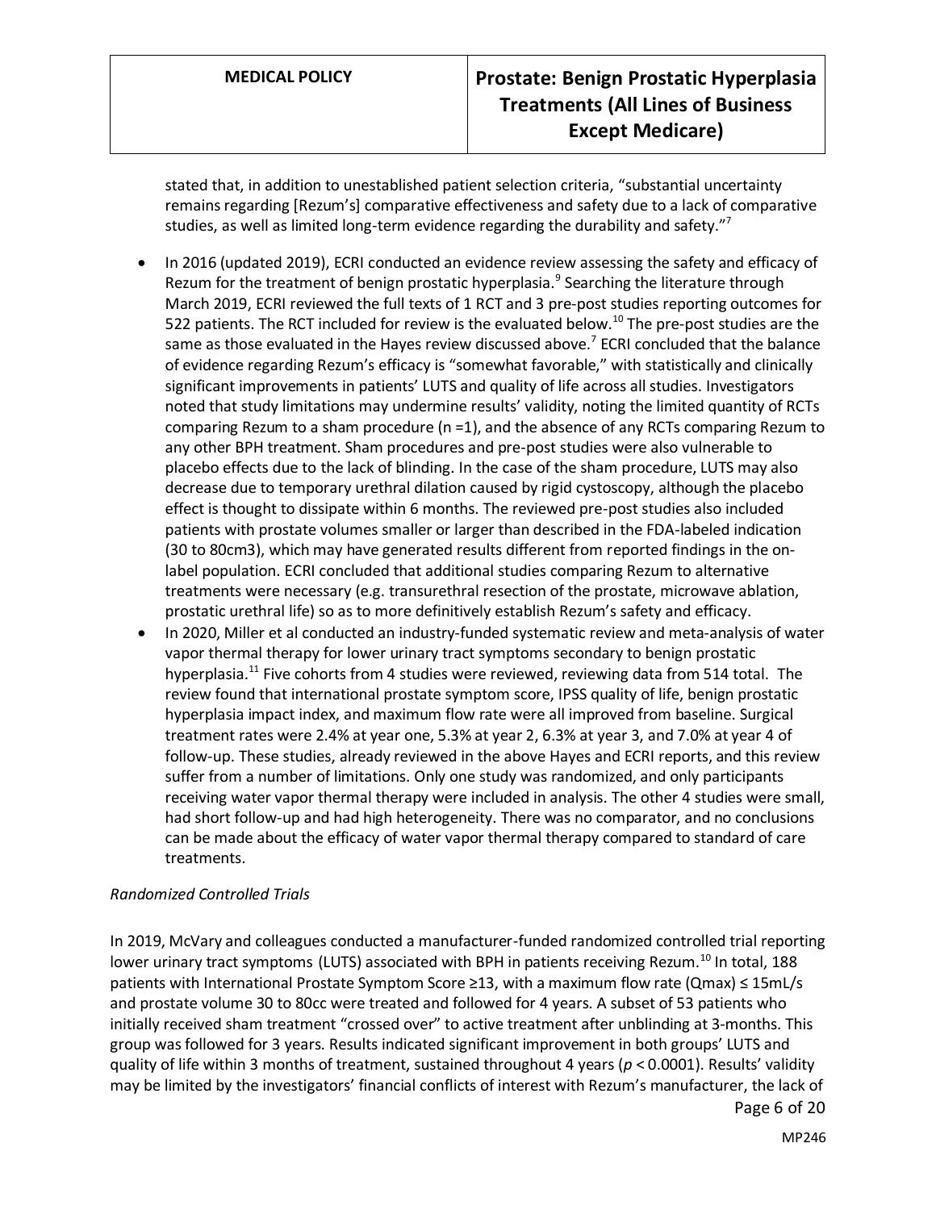stated that, in addition to unestablished patient selection criteria, "substantial uncertainty remains regarding [Rezum's] comparative effectiveness and safety due to a lack of comparative studies, as well as limited long-term evidence regarding the durability and safety."[7]

- In 2016 (updated 2019), ECRI conducted an evidence review assessing the safety and efficacy of Rezum for the treatment of benign prostatic hyperplasia.[9] Searching the literature through March 2019, ECRI reviewed the full texts of 1 RCT and 3 pre-post studies reporting outcomes for 522 patients. The RCT included for review is the evaluated below.[10] The pre-post studies are the same as those evaluated in the Hayes review discussed above.[7] ECRI concluded that the balance of evidence regarding Rezum's efficacy is "somewhat favorable," with statistically and clinically significant improvements in patients' LUTS and quality of life across all studies. Investigators noted that study limitations may undermine results' validity, noting the limited quantity of RCTs comparing Rezum to a sham procedure (n =1), and the absence of any RCTs comparing Rezum to any other BPH treatment. Sham procedures and pre-post studies were also vulnerable to placebo effects due to the lack of blinding. In the case of the sham procedure, LUTS may also decrease due to temporary urethral dilation caused by rigid cystoscopy, although the placebo effect is thought to dissipate within 6 months. The reviewed pre-post studies also included patients with prostate volumes smaller or larger than described in the FDA-labeled indication (30 to 80cm3), which may have generated results different from reported findings in the on-label population. ECRI concluded that additional studies comparing Rezum to alternative treatments were necessary (e.g. transurethral resection of the prostate, microwave ablation, prostatic urethral life) so as to more definitively establish Rezum's safety and efficacy.
- In 2020, Miller et al conducted an industry-funded systematic review and meta-analysis of water vapor thermal therapy for lower urinary tract symptoms secondary to benign prostatic hyperplasia.[11] Five cohorts from 4 studies were reviewed, reviewing data from 514 total. The review found that international prostate symptom score, IPSS quality of life, benign prostatic hyperplasia impact index, and maximum flow rate were all improved from baseline. Surgical treatment rates were 2.4% at year one, 5.3% at year 2, 6.3% at year 3, and 7.0% at year 4 of follow-up. These studies, already reviewed in the above Hayes and ECRI reports, and this review suffer from a number of limitations. Only one study was randomized, and only participants receiving water vapor thermal therapy were included in analysis. The other 4 studies were small, had short follow-up and had high heterogeneity. There was no comparator, and no conclusions can be made about the efficacy of water vapor thermal therapy compared to standard of care treatments.

*Randomized Controlled Trials*

In 2019, McVary and colleagues conducted a manufacturer-funded randomized controlled trial reporting lower urinary tract symptoms (LUTS) associated with BPH in patients receiving Rezum.[10] In total, 188 patients with International Prostate Symptom Score ≥13, with a maximum flow rate ($Q_{max}$) ≤ 15mL/s and prostate volume 30 to 80cc were treated and followed for 4 years. A subset of 53 patients who initially received sham treatment "crossed over" to active treatment after unblinding at 3-months. This group was followed for 3 years. Results indicated significant improvement in both groups' LUTS and quality of life within 3 months of treatment, sustained throughout 4 years ($p < 0.0001$). Results' validity may be limited by the investigators' financial conflicts of interest with Rezum's manufacturer, the lack of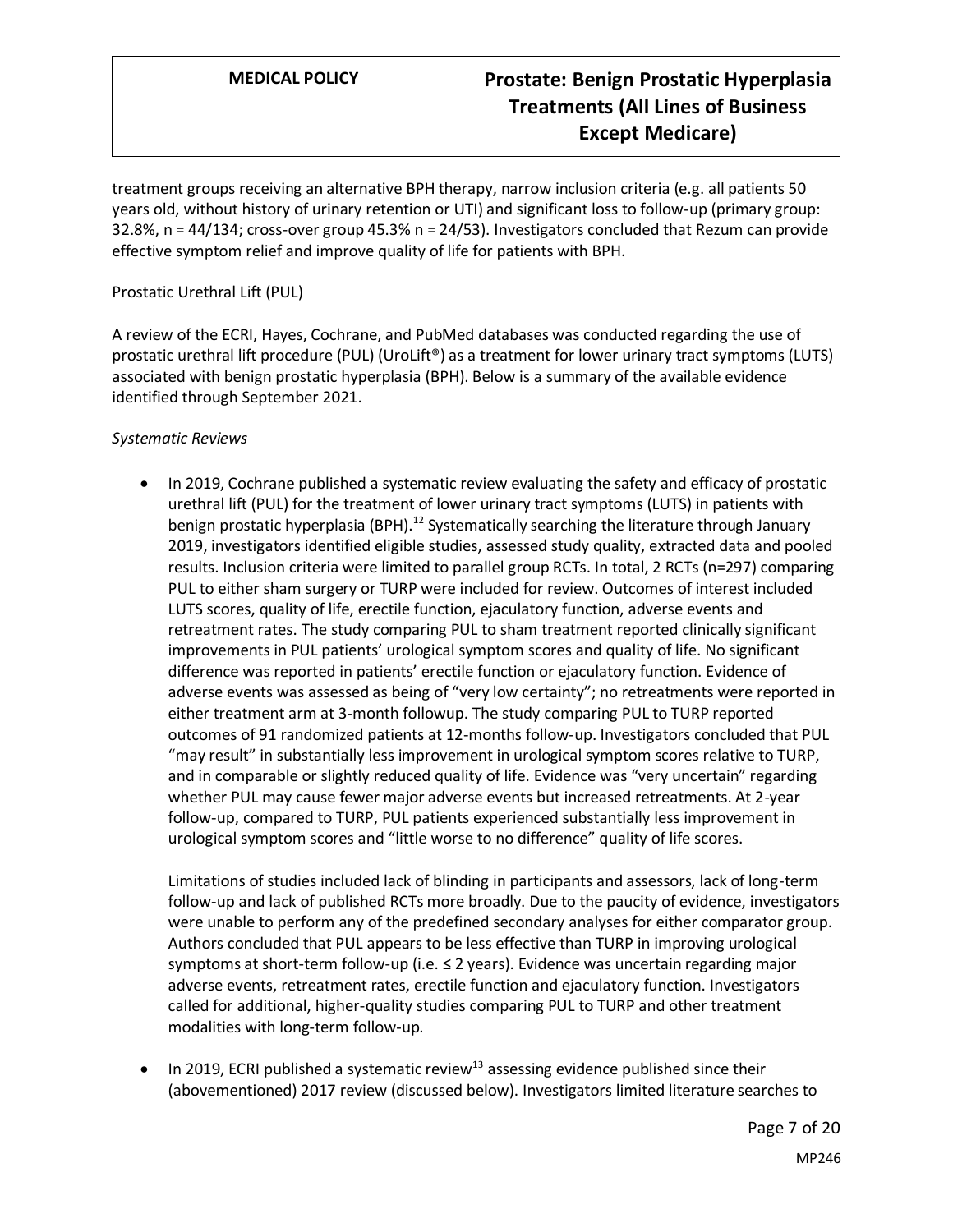treatment groups receiving an alternative BPH therapy, narrow inclusion criteria (e.g. all patients 50 years old, without history of urinary retention or UTI) and significant loss to follow-up (primary group: 32.8%, n = 44/134; cross-over group 45.3% n = 24/53). Investigators concluded that Rezum can provide effective symptom relief and improve quality of life for patients with BPH.

Prostatic Urethral Lift (PUL)

A review of the ECRI, Hayes, Cochrane, and PubMed databases was conducted regarding the use of prostatic urethral lift procedure (PUL) (UroLift®) as a treatment for lower urinary tract symptoms (LUTS) associated with benign prostatic hyperplasia (BPH). Below is a summary of the available evidence identified through September 2021.

*Systematic Reviews*

- In 2019, Cochrane published a systematic review evaluating the safety and efficacy of prostatic urethral lift (PUL) for the treatment of lower urinary tract symptoms (LUTS) in patients with benign prostatic hyperplasia (BPH).[12] Systematically searching the literature through January 2019, investigators identified eligible studies, assessed study quality, extracted data and pooled results. Inclusion criteria were limited to parallel group RCTs. In total, 2 RCTs (n=297) comparing PUL to either sham surgery or TURP were included for review. Outcomes of interest included LUTS scores, quality of life, erectile function, ejaculatory function, adverse events and retreatment rates. The study comparing PUL to sham treatment reported clinically significant improvements in PUL patients' urological symptom scores and quality of life. No significant difference was reported in patients' erectile function or ejaculatory function. Evidence of adverse events was assessed as being of "very low certainty"; no retreatments were reported in either treatment arm at 3-month followup. The study comparing PUL to TURP reported outcomes of 91 randomized patients at 12-months follow-up. Investigators concluded that PUL "may result" in substantially less improvement in urological symptom scores relative to TURP, and in comparable or slightly reduced quality of life. Evidence was "very uncertain" regarding whether PUL may cause fewer major adverse events but increased retreatments. At 2-year follow-up, compared to TURP, PUL patients experienced substantially less improvement in urological symptom scores and "little worse to no difference" quality of life scores.

  Limitations of studies included lack of blinding in participants and assessors, lack of long-term follow-up and lack of published RCTs more broadly. Due to the paucity of evidence, investigators were unable to perform any of the predefined secondary analyses for either comparator group. Authors concluded that PUL appears to be less effective than TURP in improving urological symptoms at short-term follow-up (i.e. ≤ 2 years). Evidence was uncertain regarding major adverse events, retreatment rates, erectile function and ejaculatory function. Investigators called for additional, higher-quality studies comparing PUL to TURP and other treatment modalities with long-term follow-up.

- In 2019, ECRI published a systematic review[13] assessing evidence published since their (abovementioned) 2017 review (discussed below). Investigators limited literature searches to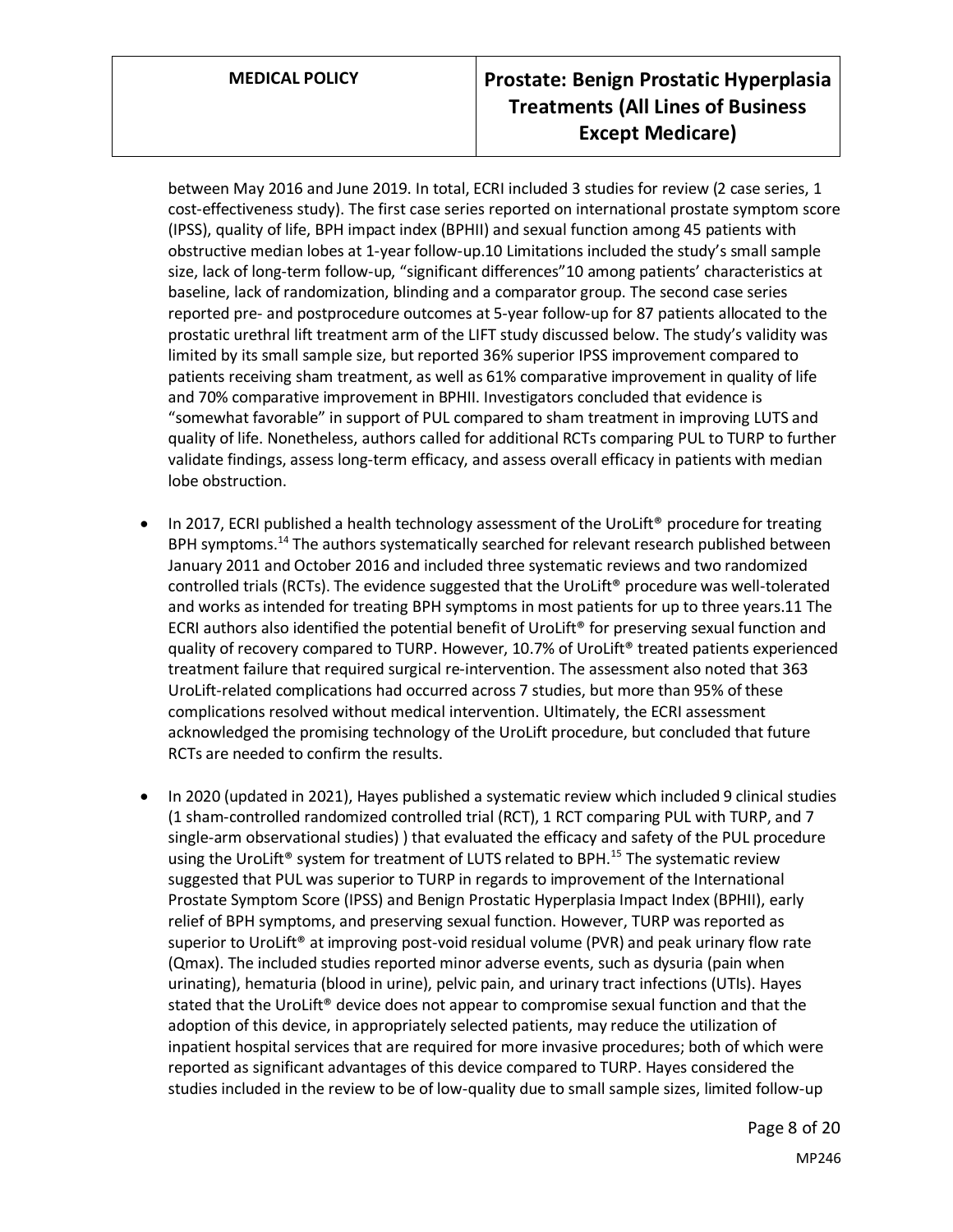between May 2016 and June 2019. In total, ECRI included 3 studies for review (2 case series, 1 cost-effectiveness study). The first case series reported on international prostate symptom score (IPSS), quality of life, BPH impact index (BPHII) and sexual function among 45 patients with obstructive median lobes at 1-year follow-up.10 Limitations included the study's small sample size, lack of long-term follow-up, "significant differences"10 among patients' characteristics at baseline, lack of randomization, blinding and a comparator group. The second case series reported pre- and postprocedure outcomes at 5-year follow-up for 87 patients allocated to the prostatic urethral lift treatment arm of the LIFT study discussed below. The study's validity was limited by its small sample size, but reported 36% superior IPSS improvement compared to patients receiving sham treatment, as well as 61% comparative improvement in quality of life and 70% comparative improvement in BPHII. Investigators concluded that evidence is "somewhat favorable" in support of PUL compared to sham treatment in improving LUTS and quality of life. Nonetheless, authors called for additional RCTs comparing PUL to TURP to further validate findings, assess long-term efficacy, and assess overall efficacy in patients with median lobe obstruction.

- In 2017, ECRI published a health technology assessment of the UroLift® procedure for treating BPH symptoms.[14] The authors systematically searched for relevant research published between January 2011 and October 2016 and included three systematic reviews and two randomized controlled trials (RCTs). The evidence suggested that the UroLift® procedure was well-tolerated and works as intended for treating BPH symptoms in most patients for up to three years.11 The ECRI authors also identified the potential benefit of UroLift® for preserving sexual function and quality of recovery compared to TURP. However, 10.7% of UroLift® treated patients experienced treatment failure that required surgical re-intervention. The assessment also noted that 363 UroLift-related complications had occurred across 7 studies, but more than 95% of these complications resolved without medical intervention. Ultimately, the ECRI assessment acknowledged the promising technology of the UroLift procedure, but concluded that future RCTs are needed to confirm the results.

- In 2020 (updated in 2021), Hayes published a systematic review which included 9 clinical studies (1 sham-controlled randomized controlled trial (RCT), 1 RCT comparing PUL with TURP, and 7 single-arm observational studies) ) that evaluated the efficacy and safety of the PUL procedure using the UroLift® system for treatment of LUTS related to BPH.[15] The systematic review suggested that PUL was superior to TURP in regards to improvement of the International Prostate Symptom Score (IPSS) and Benign Prostatic Hyperplasia Impact Index (BPHII), early relief of BPH symptoms, and preserving sexual function. However, TURP was reported as superior to UroLift® at improving post-void residual volume (PVR) and peak urinary flow rate (Qmax). The included studies reported minor adverse events, such as dysuria (pain when urinating), hematuria (blood in urine), pelvic pain, and urinary tract infections (UTIs). Hayes stated that the UroLift® device does not appear to compromise sexual function and that the adoption of this device, in appropriately selected patients, may reduce the utilization of inpatient hospital services that are required for more invasive procedures; both of which were reported as significant advantages of this device compared to TURP. Hayes considered the studies included in the review to be of low-quality due to small sample sizes, limited follow-up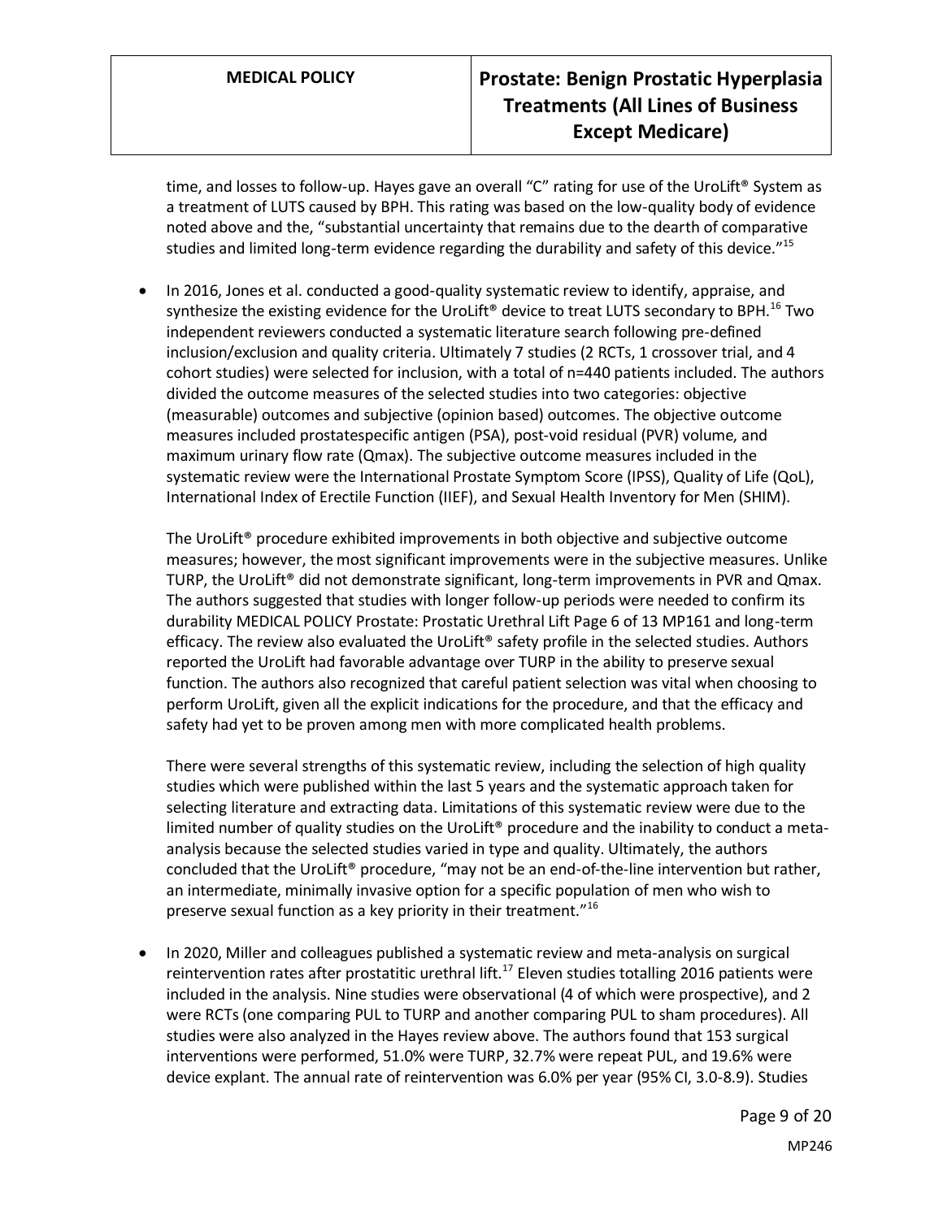time, and losses to follow-up. Hayes gave an overall "C" rating for use of the UroLift® System as a treatment of LUTS caused by BPH. This rating was based on the low-quality body of evidence noted above and the, "substantial uncertainty that remains due to the dearth of comparative studies and limited long-term evidence regarding the durability and safety of this device."[15]

- In 2016, Jones et al. conducted a good-quality systematic review to identify, appraise, and synthesize the existing evidence for the UroLift® device to treat LUTS secondary to BPH.[16] Two independent reviewers conducted a systematic literature search following pre-defined inclusion/exclusion and quality criteria. Ultimately 7 studies (2 RCTs, 1 crossover trial, and 4 cohort studies) were selected for inclusion, with a total of n=440 patients included. The authors divided the outcome measures of the selected studies into two categories: objective (measurable) outcomes and subjective (opinion based) outcomes. The objective outcome measures included prostatespecific antigen (PSA), post-void residual (PVR) volume, and maximum urinary flow rate (Qmax). The subjective outcome measures included in the systematic review were the International Prostate Symptom Score (IPSS), Quality of Life (QoL), International Index of Erectile Function (IIEF), and Sexual Health Inventory for Men (SHIM).

  The UroLift® procedure exhibited improvements in both objective and subjective outcome measures; however, the most significant improvements were in the subjective measures. Unlike TURP, the UroLift® did not demonstrate significant, long-term improvements in PVR and Qmax. The authors suggested that studies with longer follow-up periods were needed to confirm its durability MEDICAL POLICY Prostate: Prostatic Urethral Lift Page 6 of 13 MP161 and long-term efficacy. The review also evaluated the UroLift® safety profile in the selected studies. Authors reported the UroLift had favorable advantage over TURP in the ability to preserve sexual function. The authors also recognized that careful patient selection was vital when choosing to perform UroLift, given all the explicit indications for the procedure, and that the efficacy and safety had yet to be proven among men with more complicated health problems.

  There were several strengths of this systematic review, including the selection of high quality studies which were published within the last 5 years and the systematic approach taken for selecting literature and extracting data. Limitations of this systematic review were due to the limited number of quality studies on the UroLift® procedure and the inability to conduct a meta-analysis because the selected studies varied in type and quality. Ultimately, the authors concluded that the UroLift® procedure, "may not be an end-of-the-line intervention but rather, an intermediate, minimally invasive option for a specific population of men who wish to preserve sexual function as a key priority in their treatment."[16]

- In 2020, Miller and colleagues published a systematic review and meta-analysis on surgical reintervention rates after prostatitic urethral lift.[17] Eleven studies totalling 2016 patients were included in the analysis. Nine studies were observational (4 of which were prospective), and 2 were RCTs (one comparing PUL to TURP and another comparing PUL to sham procedures). All studies were also analyzed in the Hayes review above. The authors found that 153 surgical interventions were performed, 51.0% were TURP, 32.7% were repeat PUL, and 19.6% were device explant. The annual rate of reintervention was 6.0% per year (95% CI, 3.0-8.9). Studies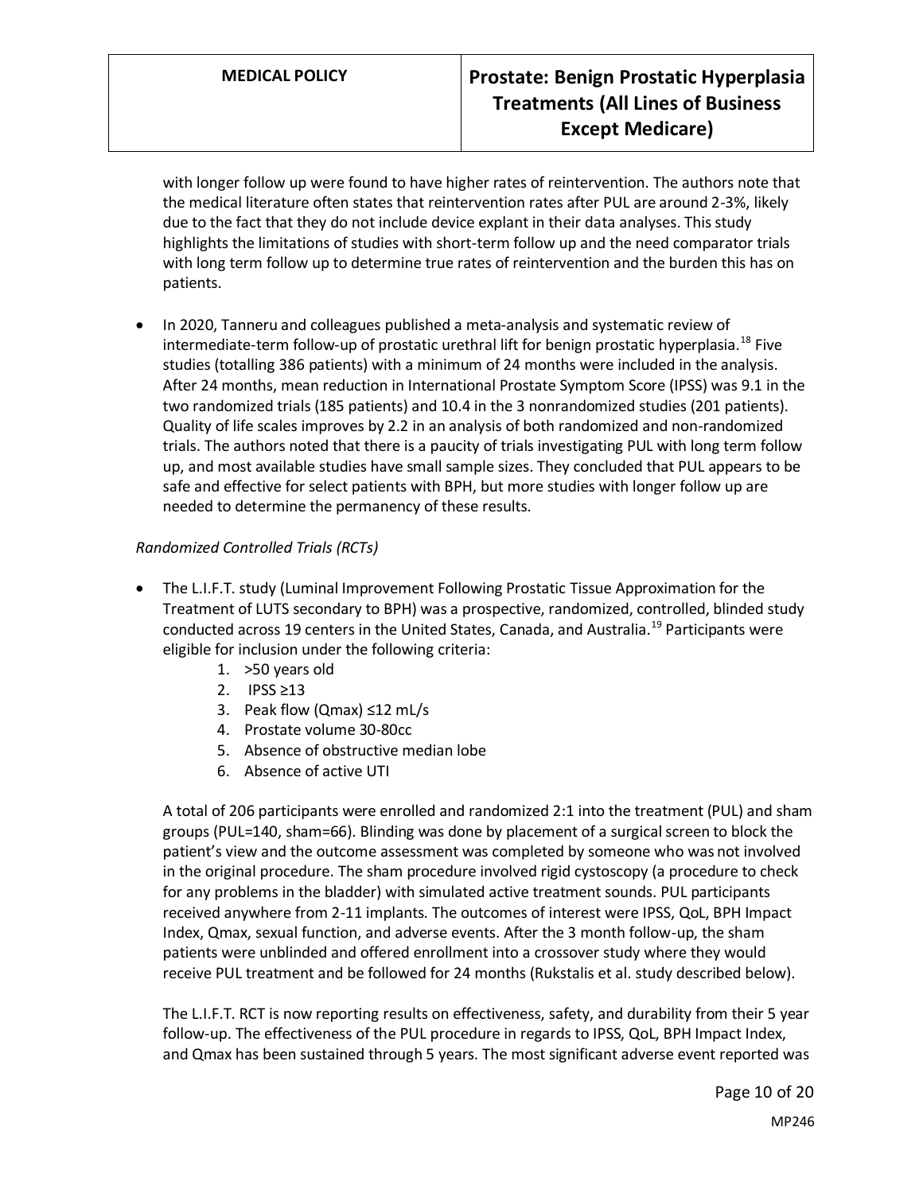with longer follow up were found to have higher rates of reintervention. The authors note that the medical literature often states that reintervention rates after PUL are around 2-3%, likely due to the fact that they do not include device explant in their data analyses. This study highlights the limitations of studies with short-term follow up and the need comparator trials with long term follow up to determine true rates of reintervention and the burden this has on patients.

- In 2020, Tanneru and colleagues published a meta-analysis and systematic review of intermediate-term follow-up of prostatic urethral lift for benign prostatic hyperplasia.[18] Five studies (totalling 386 patients) with a minimum of 24 months were included in the analysis. After 24 months, mean reduction in International Prostate Symptom Score (IPSS) was 9.1 in the two randomized trials (185 patients) and 10.4 in the 3 nonrandomized studies (201 patients). Quality of life scales improves by 2.2 in an analysis of both randomized and non-randomized trials. The authors noted that there is a paucity of trials investigating PUL with long term follow up, and most available studies have small sample sizes. They concluded that PUL appears to be safe and effective for select patients with BPH, but more studies with longer follow up are needed to determine the permanency of these results.

*Randomized Controlled Trials (RCTs)*

- The L.I.F.T. study (Luminal Improvement Following Prostatic Tissue Approximation for the Treatment of LUTS secondary to BPH) was a prospective, randomized, controlled, blinded study conducted across 19 centers in the United States, Canada, and Australia.[19] Participants were eligible for inclusion under the following criteria:
  1. >50 years old
  2. IPSS ≥13
  3. Peak flow (Qmax) ≤12 mL/s
  4. Prostate volume 30-80cc
  5. Absence of obstructive median lobe
  6. Absence of active UTI

  A total of 206 participants were enrolled and randomized 2:1 into the treatment (PUL) and sham groups (PUL=140, sham=66). Blinding was done by placement of a surgical screen to block the patient's view and the outcome assessment was completed by someone who was not involved in the original procedure. The sham procedure involved rigid cystoscopy (a procedure to check for any problems in the bladder) with simulated active treatment sounds. PUL participants received anywhere from 2-11 implants. The outcomes of interest were IPSS, QoL, BPH Impact Index, Qmax, sexual function, and adverse events. After the 3 month follow-up, the sham patients were unblinded and offered enrollment into a crossover study where they would receive PUL treatment and be followed for 24 months (Rukstalis et al. study described below).

  The L.I.F.T. RCT is now reporting results on effectiveness, safety, and durability from their 5 year follow-up. The effectiveness of the PUL procedure in regards to IPSS, QoL, BPH Impact Index, and Qmax has been sustained through 5 years. The most significant adverse event reported was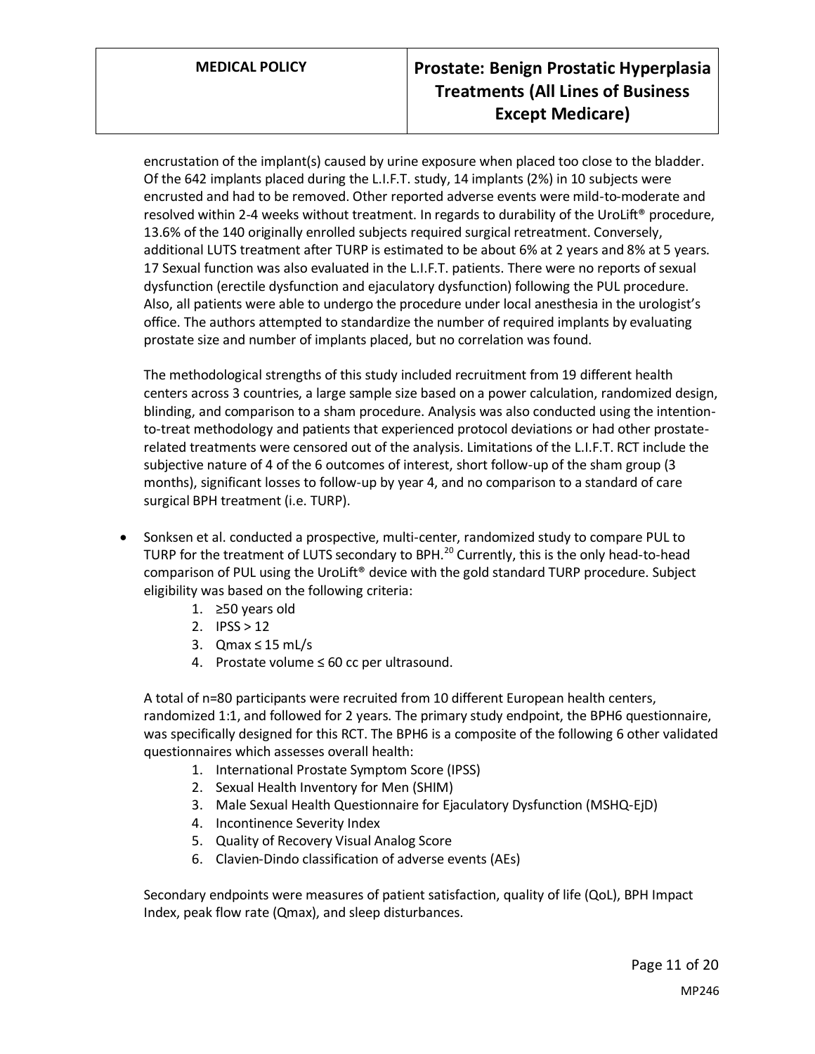encrustation of the implant(s) caused by urine exposure when placed too close to the bladder. Of the 642 implants placed during the L.I.F.T. study, 14 implants (2%) in 10 subjects were encrusted and had to be removed. Other reported adverse events were mild-to-moderate and resolved within 2-4 weeks without treatment. In regards to durability of the UroLift® procedure, 13.6% of the 140 originally enrolled subjects required surgical retreatment. Conversely, additional LUTS treatment after TURP is estimated to be about 6% at 2 years and 8% at 5 years. 17 Sexual function was also evaluated in the L.I.F.T. patients. There were no reports of sexual dysfunction (erectile dysfunction and ejaculatory dysfunction) following the PUL procedure. Also, all patients were able to undergo the procedure under local anesthesia in the urologist's office. The authors attempted to standardize the number of required implants by evaluating prostate size and number of implants placed, but no correlation was found.

The methodological strengths of this study included recruitment from 19 different health centers across 3 countries, a large sample size based on a power calculation, randomized design, blinding, and comparison to a sham procedure. Analysis was also conducted using the intention-to-treat methodology and patients that experienced protocol deviations or had other prostate-related treatments were censored out of the analysis. Limitations of the L.I.F.T. RCT include the subjective nature of 4 of the 6 outcomes of interest, short follow-up of the sham group (3 months), significant losses to follow-up by year 4, and no comparison to a standard of care surgical BPH treatment (i.e. TURP).

- Sonksen et al. conducted a prospective, multi-center, randomized study to compare PUL to TURP for the treatment of LUTS secondary to BPH.[20] Currently, this is the only head-to-head comparison of PUL using the UroLift® device with the gold standard TURP procedure. Subject eligibility was based on the following criteria:
    1. ≥50 years old
    2. IPSS > 12
    3. Qmax ≤ 15 mL/s
    4. Prostate volume ≤ 60 cc per ultrasound.

  A total of n=80 participants were recruited from 10 different European health centers, randomized 1:1, and followed for 2 years. The primary study endpoint, the BPH6 questionnaire, was specifically designed for this RCT. The BPH6 is a composite of the following 6 other validated questionnaires which assesses overall health:
    1. International Prostate Symptom Score (IPSS)
    2. Sexual Health Inventory for Men (SHIM)
    3. Male Sexual Health Questionnaire for Ejaculatory Dysfunction (MSHQ-EjD)
    4. Incontinence Severity Index
    5. Quality of Recovery Visual Analog Score
    6. Clavien-Dindo classification of adverse events (AEs)

  Secondary endpoints were measures of patient satisfaction, quality of life (QoL), BPH Impact Index, peak flow rate (Qmax), and sleep disturbances.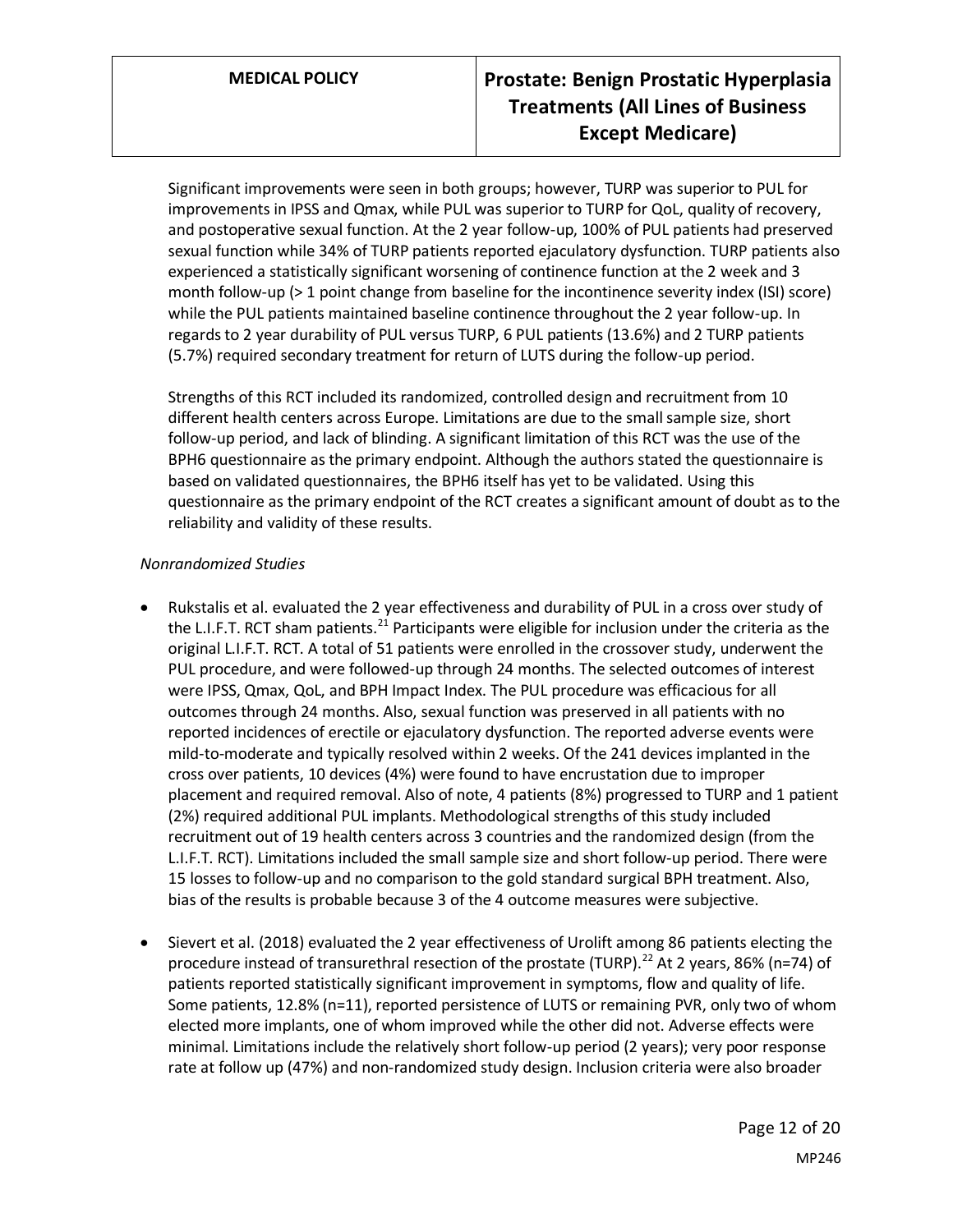Significant improvements were seen in both groups; however, TURP was superior to PUL for improvements in IPSS and Qmax, while PUL was superior to TURP for QoL, quality of recovery, and postoperative sexual function. At the 2 year follow-up, 100% of PUL patients had preserved sexual function while 34% of TURP patients reported ejaculatory dysfunction. TURP patients also experienced a statistically significant worsening of continence function at the 2 week and 3 month follow-up (> 1 point change from baseline for the incontinence severity index (ISI) score) while the PUL patients maintained baseline continence throughout the 2 year follow-up. In regards to 2 year durability of PUL versus TURP, 6 PUL patients (13.6%) and 2 TURP patients (5.7%) required secondary treatment for return of LUTS during the follow-up period.

Strengths of this RCT included its randomized, controlled design and recruitment from 10 different health centers across Europe. Limitations are due to the small sample size, short follow-up period, and lack of blinding. A significant limitation of this RCT was the use of the BPH6 questionnaire as the primary endpoint. Although the authors stated the questionnaire is based on validated questionnaires, the BPH6 itself has yet to be validated. Using this questionnaire as the primary endpoint of the RCT creates a significant amount of doubt as to the reliability and validity of these results.

*Nonrandomized Studies*

- Rukstalis et al. evaluated the 2 year effectiveness and durability of PUL in a cross over study of the L.I.F.T. RCT sham patients.[21] Participants were eligible for inclusion under the criteria as the original L.I.F.T. RCT. A total of 51 patients were enrolled in the crossover study, underwent the PUL procedure, and were followed-up through 24 months. The selected outcomes of interest were IPSS, Qmax, QoL, and BPH Impact Index. The PUL procedure was efficacious for all outcomes through 24 months. Also, sexual function was preserved in all patients with no reported incidences of erectile or ejaculatory dysfunction. The reported adverse events were mild-to-moderate and typically resolved within 2 weeks. Of the 241 devices implanted in the cross over patients, 10 devices (4%) were found to have encrustation due to improper placement and required removal. Also of note, 4 patients (8%) progressed to TURP and 1 patient (2%) required additional PUL implants. Methodological strengths of this study included recruitment out of 19 health centers across 3 countries and the randomized design (from the L.I.F.T. RCT). Limitations included the small sample size and short follow-up period. There were 15 losses to follow-up and no comparison to the gold standard surgical BPH treatment. Also, bias of the results is probable because 3 of the 4 outcome measures were subjective.

- Sievert et al. (2018) evaluated the 2 year effectiveness of Urolift among 86 patients electing the procedure instead of transurethral resection of the prostate (TURP).[22] At 2 years, 86% (n=74) of patients reported statistically significant improvement in symptoms, flow and quality of life. Some patients, 12.8% (n=11), reported persistence of LUTS or remaining PVR, only two of whom elected more implants, one of whom improved while the other did not. Adverse effects were minimal. Limitations include the relatively short follow-up period (2 years); very poor response rate at follow up (47%) and non-randomized study design. Inclusion criteria were also broader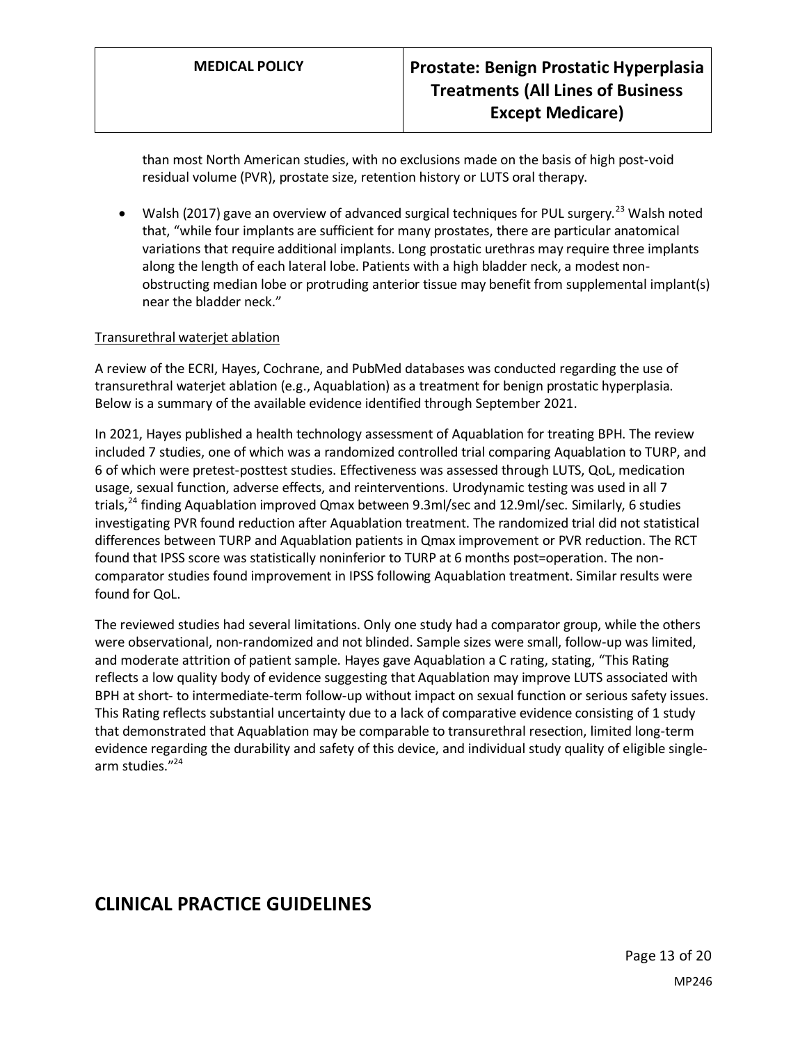than most North American studies, with no exclusions made on the basis of high post-void residual volume (PVR), prostate size, retention history or LUTS oral therapy.

- Walsh (2017) gave an overview of advanced surgical techniques for PUL surgery.[23] Walsh noted that, "while four implants are sufficient for many prostates, there are particular anatomical variations that require additional implants. Long prostatic urethras may require three implants along the length of each lateral lobe. Patients with a high bladder neck, a modest non-obstructing median lobe or protruding anterior tissue may benefit from supplemental implant(s) near the bladder neck."

Transurethral waterjet ablation

A review of the ECRI, Hayes, Cochrane, and PubMed databases was conducted regarding the use of transurethral waterjet ablation (e.g., Aquablation) as a treatment for benign prostatic hyperplasia. Below is a summary of the available evidence identified through September 2021.

In 2021, Hayes published a health technology assessment of Aquablation for treating BPH. The review included 7 studies, one of which was a randomized controlled trial comparing Aquablation to TURP, and 6 of which were pretest-posttest studies. Effectiveness was assessed through LUTS, QoL, medication usage, sexual function, adverse effects, and reinterventions. Urodynamic testing was used in all 7 trials,[24] finding Aquablation improved Qmax between 9.3ml/sec and 12.9ml/sec. Similarly, 6 studies investigating PVR found reduction after Aquablation treatment. The randomized trial did not statistical differences between TURP and Aquablation patients in Qmax improvement or PVR reduction. The RCT found that IPSS score was statistically noninferior to TURP at 6 months post=operation. The non-comparator studies found improvement in IPSS following Aquablation treatment. Similar results were found for QoL.

The reviewed studies had several limitations. Only one study had a comparator group, while the others were observational, non-randomized and not blinded. Sample sizes were small, follow-up was limited, and moderate attrition of patient sample. Hayes gave Aquablation a C rating, stating, "This Rating reflects a low quality body of evidence suggesting that Aquablation may improve LUTS associated with BPH at short- to intermediate-term follow-up without impact on sexual function or serious safety issues. This Rating reflects substantial uncertainty due to a lack of comparative evidence consisting of 1 study that demonstrated that Aquablation may be comparable to transurethral resection, limited long-term evidence regarding the durability and safety of this device, and individual study quality of eligible single-arm studies."[24]

## CLINICAL PRACTICE GUIDELINES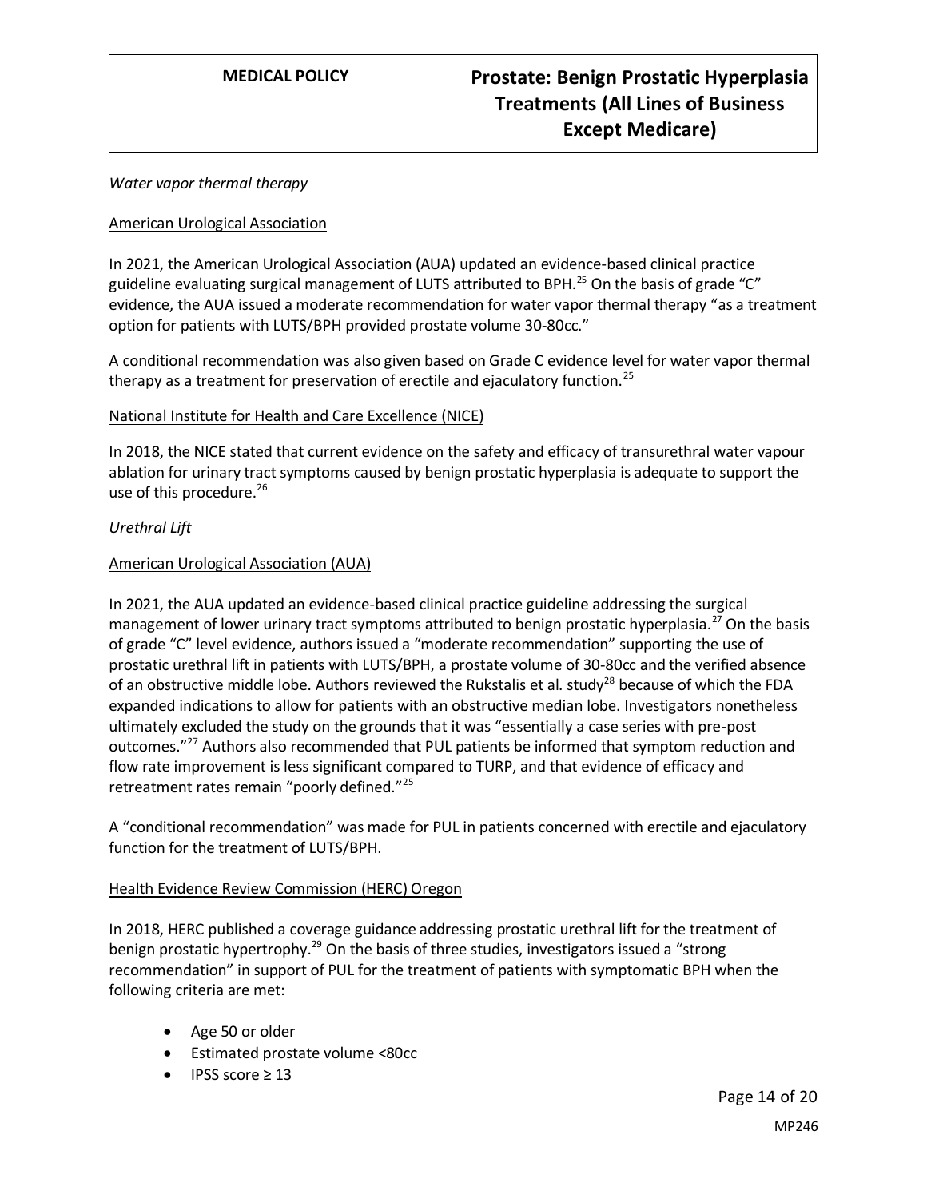*Water vapor thermal therapy*

American Urological Association

In 2021, the American Urological Association (AUA) updated an evidence-based clinical practice guideline evaluating surgical management of LUTS attributed to BPH.[25] On the basis of grade "C" evidence, the AUA issued a moderate recommendation for water vapor thermal therapy "as a treatment option for patients with LUTS/BPH provided prostate volume 30-80cc."

A conditional recommendation was also given based on Grade C evidence level for water vapor thermal therapy as a treatment for preservation of erectile and ejaculatory function.[25]

National Institute for Health and Care Excellence (NICE)

In 2018, the NICE stated that current evidence on the safety and efficacy of transurethral water vapour ablation for urinary tract symptoms caused by benign prostatic hyperplasia is adequate to support the use of this procedure.[26]

*Urethral Lift*

American Urological Association (AUA)

In 2021, the AUA updated an evidence-based clinical practice guideline addressing the surgical management of lower urinary tract symptoms attributed to benign prostatic hyperplasia.[27] On the basis of grade "C" level evidence, authors issued a "moderate recommendation" supporting the use of prostatic urethral lift in patients with LUTS/BPH, a prostate volume of 30-80cc and the verified absence of an obstructive middle lobe. Authors reviewed the Rukstalis et al. study[28] because of which the FDA expanded indications to allow for patients with an obstructive median lobe. Investigators nonetheless ultimately excluded the study on the grounds that it was "essentially a case series with pre-post outcomes."[27] Authors also recommended that PUL patients be informed that symptom reduction and flow rate improvement is less significant compared to TURP, and that evidence of efficacy and retreatment rates remain "poorly defined."[25]

A "conditional recommendation" was made for PUL in patients concerned with erectile and ejaculatory function for the treatment of LUTS/BPH.

Health Evidence Review Commission (HERC) Oregon

In 2018, HERC published a coverage guidance addressing prostatic urethral lift for the treatment of benign prostatic hypertrophy.[29] On the basis of three studies, investigators issued a "strong recommendation" in support of PUL for the treatment of patients with symptomatic BPH when the following criteria are met:

- Age 50 or older
- Estimated prostate volume <80cc
- IPSS score ≥ 13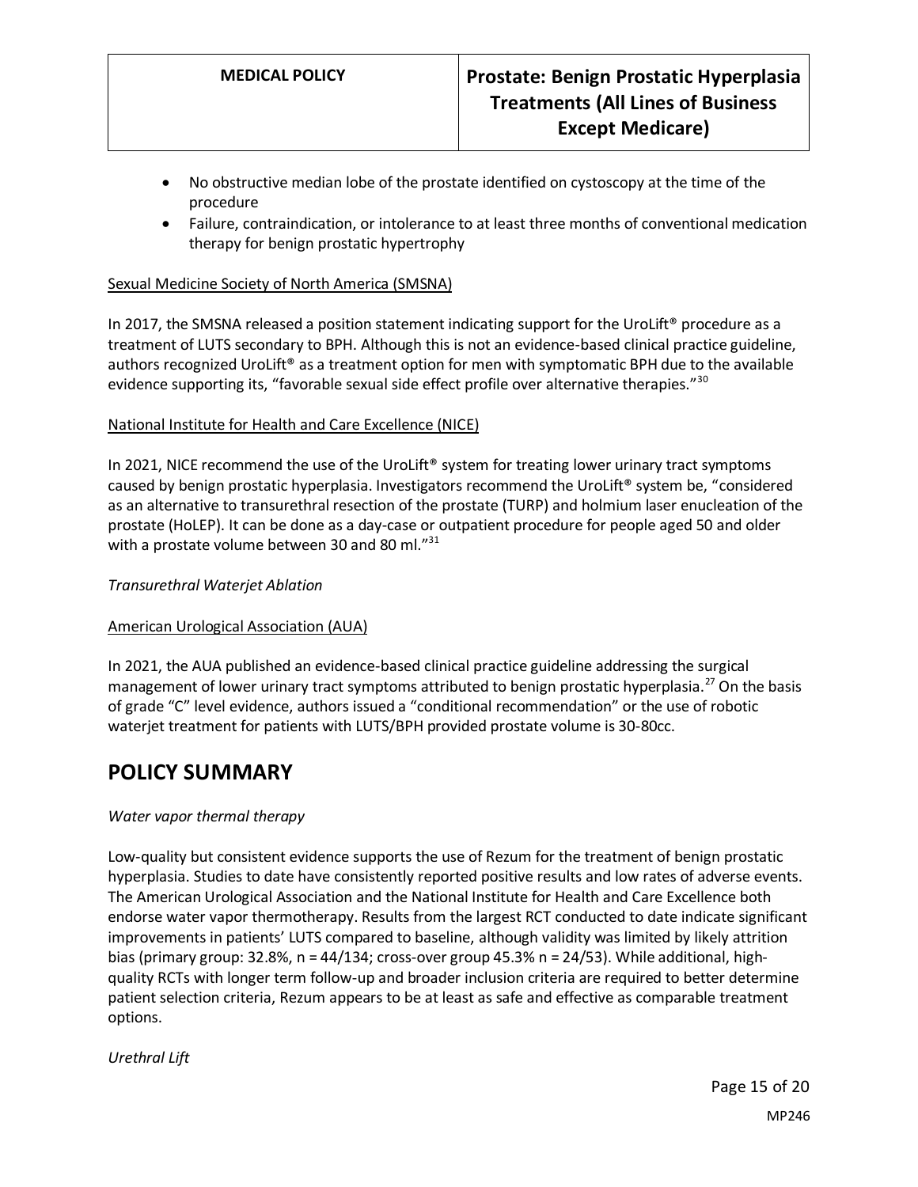- No obstructive median lobe of the prostate identified on cystoscopy at the time of the procedure
- Failure, contraindication, or intolerance to at least three months of conventional medication therapy for benign prostatic hypertrophy

Sexual Medicine Society of North America (SMSNA)

In 2017, the SMSNA released a position statement indicating support for the UroLift® procedure as a treatment of LUTS secondary to BPH. Although this is not an evidence-based clinical practice guideline, authors recognized UroLift® as a treatment option for men with symptomatic BPH due to the available evidence supporting its, "favorable sexual side effect profile over alternative therapies."[30]

National Institute for Health and Care Excellence (NICE)

In 2021, NICE recommend the use of the UroLift® system for treating lower urinary tract symptoms caused by benign prostatic hyperplasia. Investigators recommend the UroLift® system be, "considered as an alternative to transurethral resection of the prostate (TURP) and holmium laser enucleation of the prostate (HoLEP). It can be done as a day-case or outpatient procedure for people aged 50 and older with a prostate volume between 30 and 80 ml."[31]

*Transurethral Waterjet Ablation*

American Urological Association (AUA)

In 2021, the AUA published an evidence-based clinical practice guideline addressing the surgical management of lower urinary tract symptoms attributed to benign prostatic hyperplasia.[27] On the basis of grade "C" level evidence, authors issued a "conditional recommendation" or the use of robotic waterjet treatment for patients with LUTS/BPH provided prostate volume is 30-80cc.

## POLICY SUMMARY

*Water vapor thermal therapy*

Low-quality but consistent evidence supports the use of Rezum for the treatment of benign prostatic hyperplasia. Studies to date have consistently reported positive results and low rates of adverse events. The American Urological Association and the National Institute for Health and Care Excellence both endorse water vapor thermotherapy. Results from the largest RCT conducted to date indicate significant improvements in patients' LUTS compared to baseline, although validity was limited by likely attrition bias (primary group: 32.8%, n = 44/134; cross-over group 45.3% n = 24/53). While additional, high-quality RCTs with longer term follow-up and broader inclusion criteria are required to better determine patient selection criteria, Rezum appears to be at least as safe and effective as comparable treatment options.

*Urethral Lift*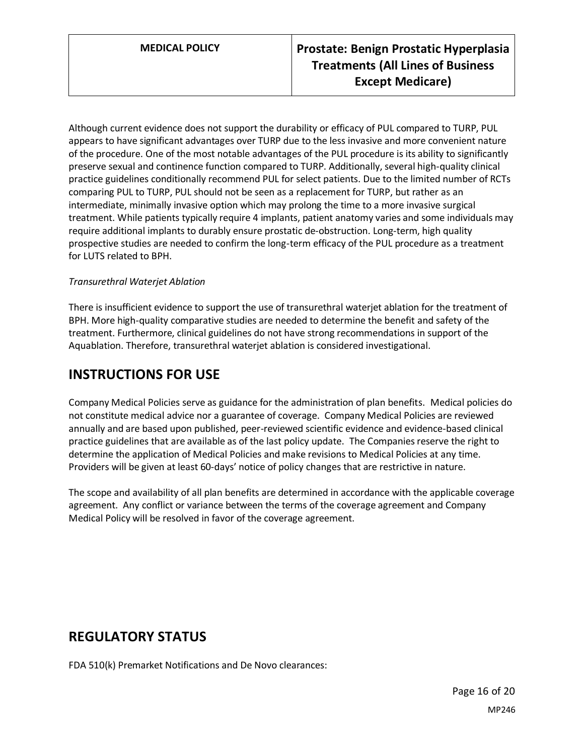Although current evidence does not support the durability or efficacy of PUL compared to TURP, PUL appears to have significant advantages over TURP due to the less invasive and more convenient nature of the procedure. One of the most notable advantages of the PUL procedure is its ability to significantly preserve sexual and continence function compared to TURP. Additionally, several high-quality clinical practice guidelines conditionally recommend PUL for select patients. Due to the limited number of RCTs comparing PUL to TURP, PUL should not be seen as a replacement for TURP, but rather as an intermediate, minimally invasive option which may prolong the time to a more invasive surgical treatment. While patients typically require 4 implants, patient anatomy varies and some individuals may require additional implants to durably ensure prostatic de-obstruction. Long-term, high quality prospective studies are needed to confirm the long-term efficacy of the PUL procedure as a treatment for LUTS related to BPH.

*Transurethral Waterjet Ablation*

There is insufficient evidence to support the use of transurethral waterjet ablation for the treatment of BPH. More high-quality comparative studies are needed to determine the benefit and safety of the treatment. Furthermore, clinical guidelines do not have strong recommendations in support of the Aquablation. Therefore, transurethral waterjet ablation is considered investigational.

## INSTRUCTIONS FOR USE

Company Medical Policies serve as guidance for the administration of plan benefits. Medical policies do not constitute medical advice nor a guarantee of coverage. Company Medical Policies are reviewed annually and are based upon published, peer-reviewed scientific evidence and evidence-based clinical practice guidelines that are available as of the last policy update. The Companies reserve the right to determine the application of Medical Policies and make revisions to Medical Policies at any time. Providers will be given at least 60-days' notice of policy changes that are restrictive in nature.

The scope and availability of all plan benefits are determined in accordance with the applicable coverage agreement. Any conflict or variance between the terms of the coverage agreement and Company Medical Policy will be resolved in favor of the coverage agreement.

## REGULATORY STATUS

FDA 510(k) Premarket Notifications and De Novo clearances: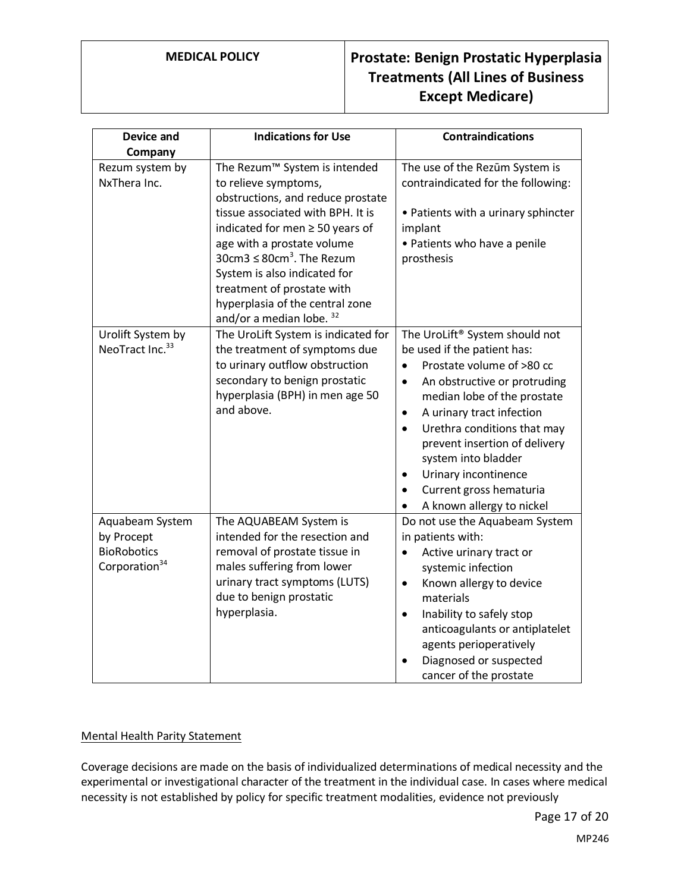| Device and Company | Indications for Use | Contraindications |
|---|---|---|
| Rezum system by NxThera Inc. | The Rezum™ System is intended to relieve symptoms, obstructions, and reduce prostate tissue associated with BPH. It is indicated for men ≥ 50 years of age with a prostate volume 30cm3 ≤ 80cm$^3$. The Rezum System is also indicated for treatment of prostate with hyperplasia of the central zone and/or a median lobe. [32] | The use of the Rezūm System is contraindicated for the following:<br><br>• Patients with a urinary sphincter implant<br>• Patients who have a penile prosthesis |
| Urolift System by NeoTract Inc.[33] | The UroLift System is indicated for the treatment of symptoms due to urinary outflow obstruction secondary to benign prostatic hyperplasia (BPH) in men age 50 and above. | The UroLift® System should not be used if the patient has:<br>• Prostate volume of >80 cc<br>• An obstructive or protruding median lobe of the prostate<br>• A urinary tract infection<br>• Urethra conditions that may prevent insertion of delivery system into bladder<br>• Urinary incontinence<br>• Current gross hematuria<br>• A known allergy to nickel |
| Aquabeam System by Procept BioRobotics Corporation[34] | The AQUABEAM System is intended for the resection and removal of prostate tissue in males suffering from lower urinary tract symptoms (LUTS) due to benign prostatic hyperplasia. | Do not use the Aquabeam System in patients with:<br>• Active urinary tract or systemic infection<br>• Known allergy to device materials<br>• Inability to safely stop anticoagulants or antiplatelet agents perioperatively<br>• Diagnosed or suspected cancer of the prostate |

Mental Health Parity Statement

Coverage decisions are made on the basis of individualized determinations of medical necessity and the experimental or investigational character of the treatment in the individual case. In cases where medical necessity is not established by policy for specific treatment modalities, evidence not previously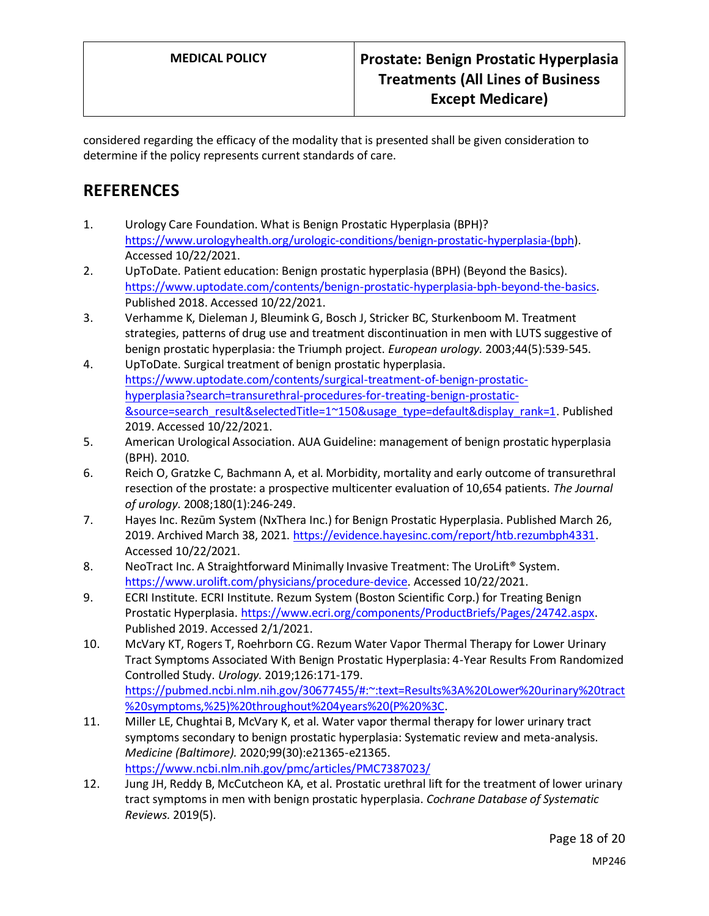considered regarding the efficacy of the modality that is presented shall be given consideration to determine if the policy represents current standards of care.

## REFERENCES

1. Urology Care Foundation. What is Benign Prostatic Hyperplasia (BPH)? https://www.urologyhealth.org/urologic-conditions/benign-prostatic-hyperplasia-(bph). Accessed 10/22/2021.
2. UpToDate. Patient education: Benign prostatic hyperplasia (BPH) (Beyond the Basics). https://www.uptodate.com/contents/benign-prostatic-hyperplasia-bph-beyond-the-basics. Published 2018. Accessed 10/22/2021.
3. Verhamme K, Dieleman J, Bleumink G, Bosch J, Stricker BC, Sturkenboom M. Treatment strategies, patterns of drug use and treatment discontinuation in men with LUTS suggestive of benign prostatic hyperplasia: the Triumph project. *European urology.* 2003;44(5):539-545.
4. UpToDate. Surgical treatment of benign prostatic hyperplasia. https://www.uptodate.com/contents/surgical-treatment-of-benign-prostatic-hyperplasia?search=transurethral-procedures-for-treating-benign-prostatic-&source=search_result&selectedTitle=1~150&usage_type=default&display_rank=1. Published 2019. Accessed 10/22/2021.
5. American Urological Association. AUA Guideline: management of benign prostatic hyperplasia (BPH). 2010.
6. Reich O, Gratzke C, Bachmann A, et al. Morbidity, mortality and early outcome of transurethral resection of the prostate: a prospective multicenter evaluation of 10,654 patients. *The Journal of urology.* 2008;180(1):246-249.
7. Hayes Inc. Rezūm System (NxThera Inc.) for Benign Prostatic Hyperplasia. Published March 26, 2019. Archived March 38, 2021. https://evidence.hayesinc.com/report/htb.rezumbph4331. Accessed 10/22/2021.
8. NeoTract Inc. A Straightforward Minimally Invasive Treatment: The UroLift® System. https://www.urolift.com/physicians/procedure-device. Accessed 10/22/2021.
9. ECRI Institute. ECRI Institute. Rezum System (Boston Scientific Corp.) for Treating Benign Prostatic Hyperplasia. https://www.ecri.org/components/ProductBriefs/Pages/24742.aspx. Published 2019. Accessed 2/1/2021.
10. McVary KT, Rogers T, Roehrborn CG. Rezum Water Vapor Thermal Therapy for Lower Urinary Tract Symptoms Associated With Benign Prostatic Hyperplasia: 4-Year Results From Randomized Controlled Study. *Urology.* 2019;126:171-179. https://pubmed.ncbi.nlm.nih.gov/30677455/#:~:text=Results%3A%20Lower%20urinary%20tract%20symptoms,%25)%20throughout%204years%20(P%20%3C.
11. Miller LE, Chughtai B, McVary K, et al. Water vapor thermal therapy for lower urinary tract symptoms secondary to benign prostatic hyperplasia: Systematic review and meta-analysis. *Medicine (Baltimore).* 2020;99(30):e21365-e21365. https://www.ncbi.nlm.nih.gov/pmc/articles/PMC7387023/
12. Jung JH, Reddy B, McCutcheon KA, et al. Prostatic urethral lift for the treatment of lower urinary tract symptoms in men with benign prostatic hyperplasia. *Cochrane Database of Systematic Reviews.* 2019(5).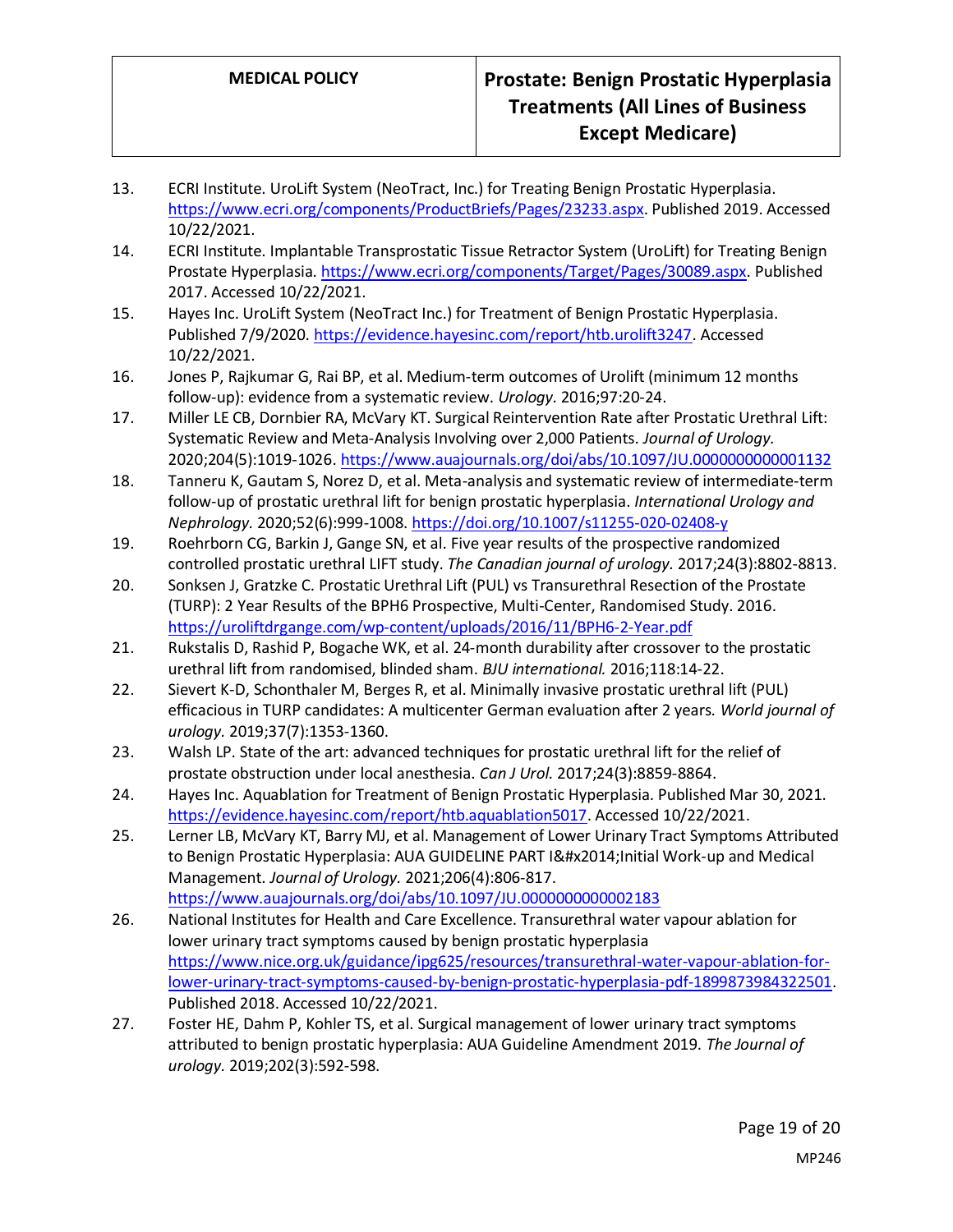13. ECRI Institute. UroLift System (NeoTract, Inc.) for Treating Benign Prostatic Hyperplasia. https://www.ecri.org/components/ProductBriefs/Pages/23233.aspx. Published 2019. Accessed 10/22/2021.
14. ECRI Institute. Implantable Transprostatic Tissue Retractor System (UroLift) for Treating Benign Prostate Hyperplasia. https://www.ecri.org/components/Target/Pages/30089.aspx. Published 2017. Accessed 10/22/2021.
15. Hayes Inc. UroLift System (NeoTract Inc.) for Treatment of Benign Prostatic Hyperplasia. Published 7/9/2020. https://evidence.hayesinc.com/report/htb.urolift3247. Accessed 10/22/2021.
16. Jones P, Rajkumar G, Rai BP, et al. Medium-term outcomes of Urolift (minimum 12 months follow-up): evidence from a systematic review. *Urology.* 2016;97:20-24.
17. Miller LE CB, Dornbier RA, McVary KT. Surgical Reintervention Rate after Prostatic Urethral Lift: Systematic Review and Meta-Analysis Involving over 2,000 Patients. *Journal of Urology.* 2020;204(5):1019-1026. https://www.auajournals.org/doi/abs/10.1097/JU.0000000000001132
18. Tanneru K, Gautam S, Norez D, et al. Meta-analysis and systematic review of intermediate-term follow-up of prostatic urethral lift for benign prostatic hyperplasia. *International Urology and Nephrology.* 2020;52(6):999-1008. https://doi.org/10.1007/s11255-020-02408-y
19. Roehrborn CG, Barkin J, Gange SN, et al. Five year results of the prospective randomized controlled prostatic urethral LIFT study. *The Canadian journal of urology.* 2017;24(3):8802-8813.
20. Sonksen J, Gratzke C. Prostatic Urethral Lift (PUL) vs Transurethral Resection of the Prostate (TURP): 2 Year Results of the BPH6 Prospective, Multi-Center, Randomised Study. 2016. https://uroliftdrgange.com/wp-content/uploads/2016/11/BPH6-2-Year.pdf
21. Rukstalis D, Rashid P, Bogache WK, et al. 24-month durability after crossover to the prostatic urethral lift from randomised, blinded sham. *BJU international.* 2016;118:14-22.
22. Sievert K-D, Schonthaler M, Berges R, et al. Minimally invasive prostatic urethral lift (PUL) efficacious in TURP candidates: A multicenter German evaluation after 2 years. *World journal of urology.* 2019;37(7):1353-1360.
23. Walsh LP. State of the art: advanced techniques for prostatic urethral lift for the relief of prostate obstruction under local anesthesia. *Can J Urol.* 2017;24(3):8859-8864.
24. Hayes Inc. Aquablation for Treatment of Benign Prostatic Hyperplasia. Published Mar 30, 2021. https://evidence.hayesinc.com/report/htb.aquablation5017. Accessed 10/22/2021.
25. Lerner LB, McVary KT, Barry MJ, et al. Management of Lower Urinary Tract Symptoms Attributed to Benign Prostatic Hyperplasia: AUA GUIDELINE PART I&#x2014;Initial Work-up and Medical Management. *Journal of Urology.* 2021;206(4):806-817. https://www.auajournals.org/doi/abs/10.1097/JU.0000000000002183
26. National Institutes for Health and Care Excellence. Transurethral water vapour ablation for lower urinary tract symptoms caused by benign prostatic hyperplasia https://www.nice.org.uk/guidance/ipg625/resources/transurethral-water-vapour-ablation-for-lower-urinary-tract-symptoms-caused-by-benign-prostatic-hyperplasia-pdf-1899873984322501. Published 2018. Accessed 10/22/2021.
27. Foster HE, Dahm P, Kohler TS, et al. Surgical management of lower urinary tract symptoms attributed to benign prostatic hyperplasia: AUA Guideline Amendment 2019. *The Journal of urology.* 2019;202(3):592-598.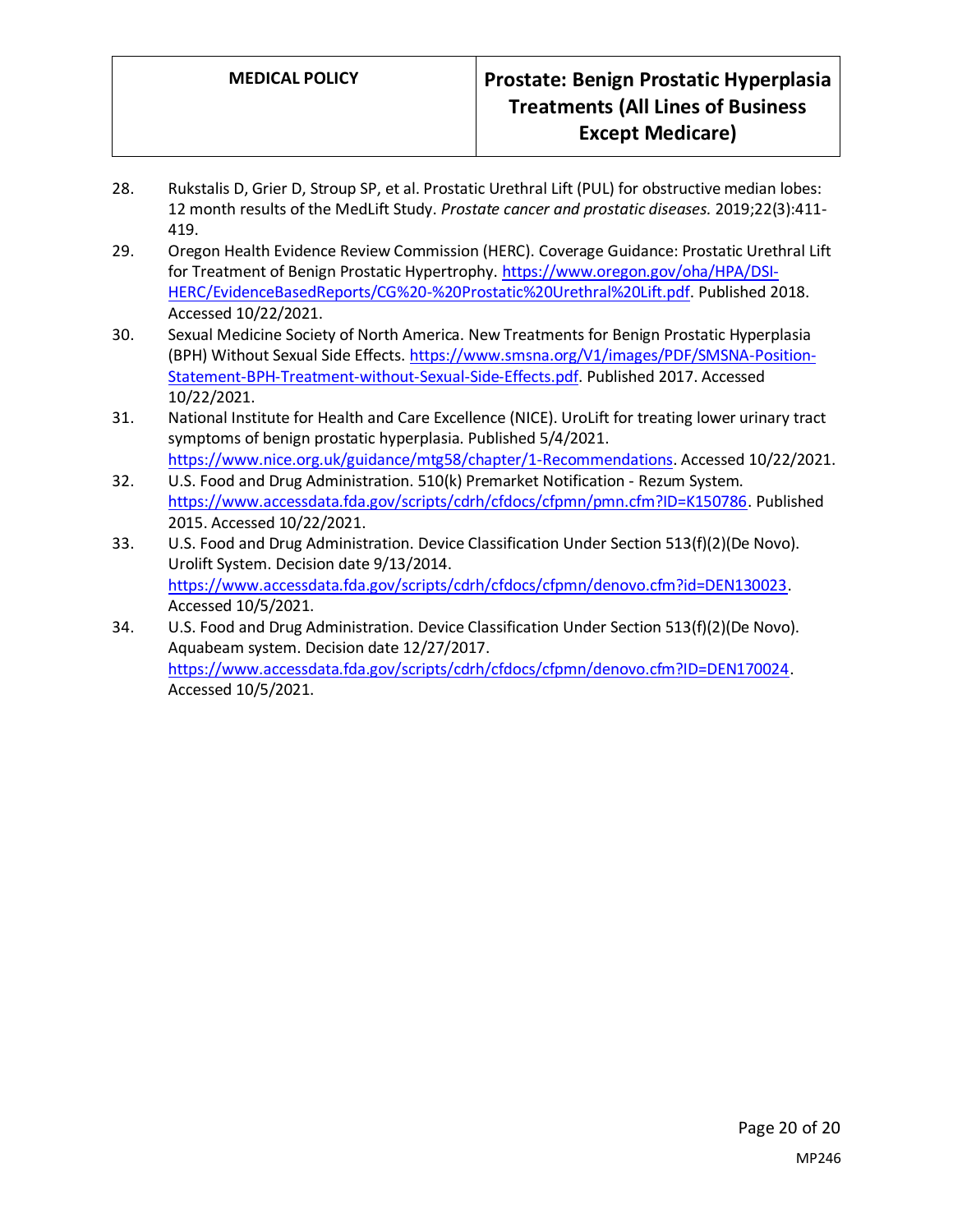28. Rukstalis D, Grier D, Stroup SP, et al. Prostatic Urethral Lift (PUL) for obstructive median lobes: 12 month results of the MedLift Study. *Prostate cancer and prostatic diseases.* 2019;22(3):411-419.
29. Oregon Health Evidence Review Commission (HERC). Coverage Guidance: Prostatic Urethral Lift for Treatment of Benign Prostatic Hypertrophy. [https://www.oregon.gov/oha/HPA/DSI-HERC/EvidenceBasedReports/CG%20-%20Prostatic%20Urethral%20Lift.pdf](https://www.oregon.gov/oha/HPA/DSI-HERC/EvidenceBasedReports/CG%20-%20Prostatic%20Urethral%20Lift.pdf). Published 2018. Accessed 10/22/2021.
30. Sexual Medicine Society of North America. New Treatments for Benign Prostatic Hyperplasia (BPH) Without Sexual Side Effects. [https://www.smsna.org/V1/images/PDF/SMSNA-Position-Statement-BPH-Treatment-without-Sexual-Side-Effects.pdf](https://www.smsna.org/V1/images/PDF/SMSNA-Position-Statement-BPH-Treatment-without-Sexual-Side-Effects.pdf). Published 2017. Accessed 10/22/2021.
31. National Institute for Health and Care Excellence (NICE). UroLift for treating lower urinary tract symptoms of benign prostatic hyperplasia. Published 5/4/2021. [https://www.nice.org.uk/guidance/mtg58/chapter/1-Recommendations](https://www.nice.org.uk/guidance/mtg58/chapter/1-Recommendations). Accessed 10/22/2021.
32. U.S. Food and Drug Administration. 510(k) Premarket Notification - Rezum System. [https://www.accessdata.fda.gov/scripts/cdrh/cfdocs/cfpmn/pmn.cfm?ID=K150786](https://www.accessdata.fda.gov/scripts/cdrh/cfdocs/cfpmn/pmn.cfm?ID=K150786). Published 2015. Accessed 10/22/2021.
33. U.S. Food and Drug Administration. Device Classification Under Section 513(f)(2)(De Novo). Urolift System. Decision date 9/13/2014. [https://www.accessdata.fda.gov/scripts/cdrh/cfdocs/cfpmn/denovo.cfm?id=DEN130023](https://www.accessdata.fda.gov/scripts/cdrh/cfdocs/cfpmn/denovo.cfm?id=DEN130023). Accessed 10/5/2021.
34. U.S. Food and Drug Administration. Device Classification Under Section 513(f)(2)(De Novo). Aquabeam system. Decision date 12/27/2017. [https://www.accessdata.fda.gov/scripts/cdrh/cfdocs/cfpmn/denovo.cfm?ID=DEN170024](https://www.accessdata.fda.gov/scripts/cdrh/cfdocs/cfpmn/denovo.cfm?ID=DEN170024). Accessed 10/5/2021.